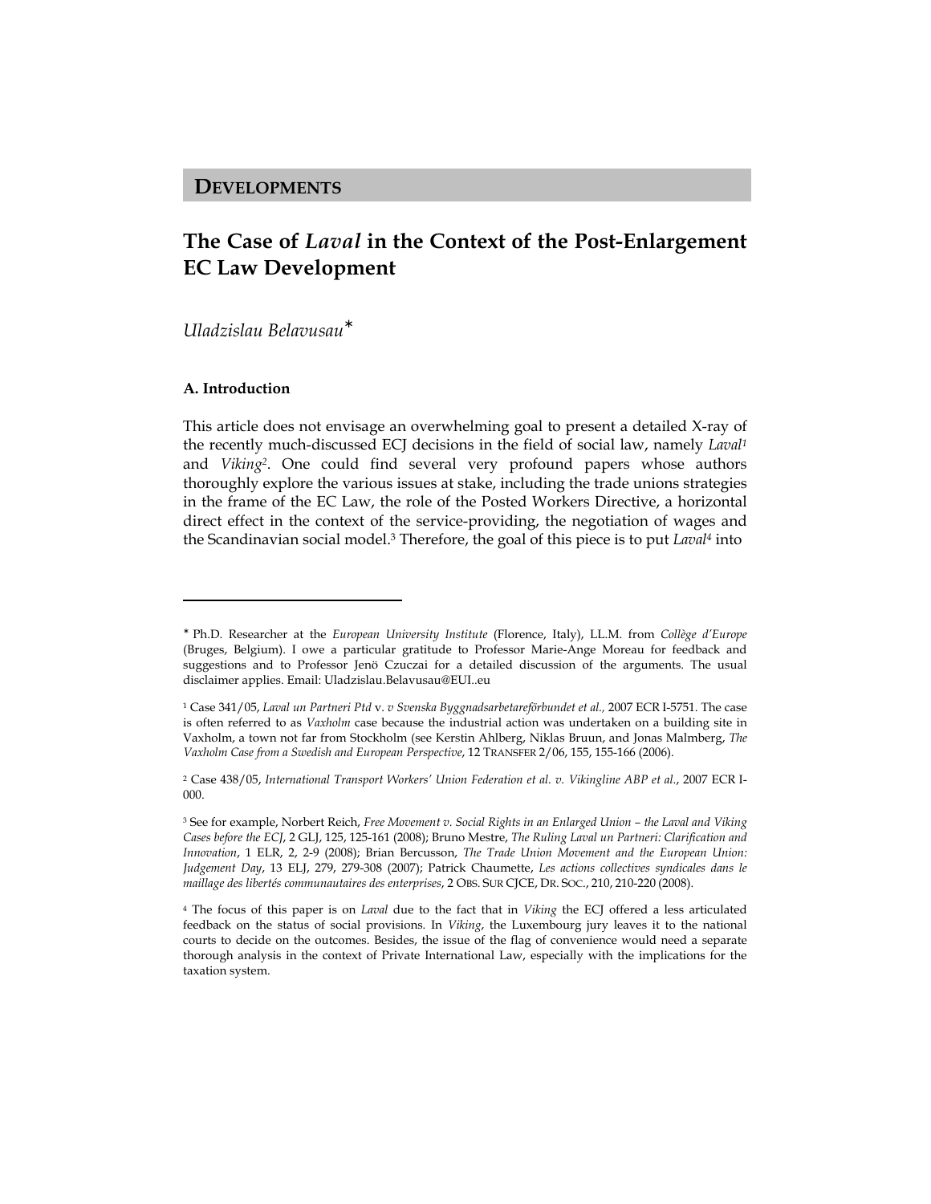## DEVELOPMENTS

# The Case of *Laval* in the Context of the Post-Enlargement EC Law Development

*Uladzislau Belavusau*[*]

### A. Introduction

This article does not envisage an overwhelming goal to present a detailed X-ray of the recently much-discussed ECJ decisions in the field of social law, namely *Laval*[1] and *Viking*[2]. One could find several very profound papers whose authors thoroughly explore the various issues at stake, including the trade unions strategies in the frame of the EC Law, the role of the Posted Workers Directive, a horizontal direct effect in the context of the service-providing, the negotiation of wages and the Scandinavian social model.[3] Therefore, the goal of this piece is to put *Laval*[4] into

---

[*] Ph.D. Researcher at the *European University Institute* (Florence, Italy), LL.M. from *Collège d'Europe* (Bruges, Belgium). I owe a particular gratitude to Professor Marie-Ange Moreau for feedback and suggestions and to Professor Jenö Czuczai for a detailed discussion of the arguments. The usual disclaimer applies. Email: Uladzislau.Belavusau@EUI..eu

[1] Case 341/05, *Laval un Partneri Ptd* v. *v Svenska Byggnadsarbetareförbundet et al.,* 2007 ECR I-5751. The case is often referred to as *Vaxholm* case because the industrial action was undertaken on a building site in Vaxholm, a town not far from Stockholm (see Kerstin Ahlberg, Niklas Bruun, and Jonas Malmberg, *The Vaxholm Case from a Swedish and European Perspective*, 12 TRANSFER 2/06, 155, 155-166 (2006).

[2] Case 438/05, *International Transport Workers' Union Federation et al. v. Vikingline ABP et al.*, 2007 ECR I-000.

[3] See for example, Norbert Reich, *Free Movement v. Social Rights in an Enlarged Union – the Laval and Viking Cases before the ECJ*, 2 GLJ, 125, 125-161 (2008); Bruno Mestre, *The Ruling Laval un Partneri: Clarification and Innovation*, 1 ELR, 2, 2-9 (2008); Brian Bercusson, *The Trade Union Movement and the European Union: Judgement Day*, 13 ELJ, 279, 279-308 (2007); Patrick Chaumette, *Les actions collectives syndicales dans le maillage des libertés communautaires des enterprises*, 2 OBS. SUR CJCE, DR. SOC., 210, 210-220 (2008).

[4] The focus of this paper is on *Laval* due to the fact that in *Viking* the ECJ offered a less articulated feedback on the status of social provisions. In *Viking*, the Luxembourg jury leaves it to the national courts to decide on the outcomes. Besides, the issue of the flag of convenience would need a separate thorough analysis in the context of Private International Law, especially with the implications for the taxation system.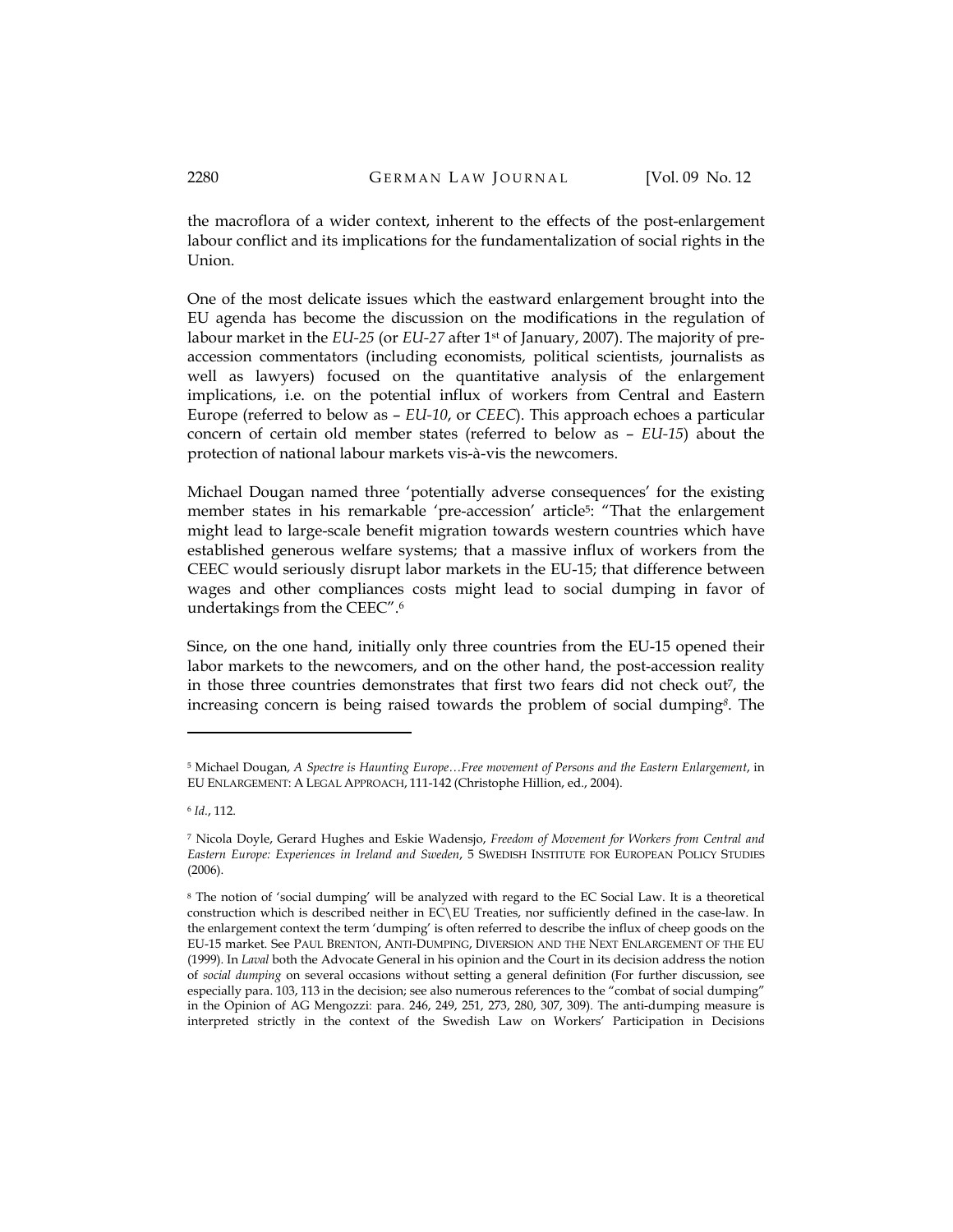the macroflora of a wider context, inherent to the effects of the post-enlargement labour conflict and its implications for the fundamentalization of social rights in the Union.

One of the most delicate issues which the eastward enlargement brought into the EU agenda has become the discussion on the modifications in the regulation of labour market in the *EU-25* (or *EU-27* after 1st of January, 2007). The majority of pre-accession commentators (including economists, political scientists, journalists as well as lawyers) focused on the quantitative analysis of the enlargement implications, i.e. on the potential influx of workers from Central and Eastern Europe (referred to below as – *EU-10*, or *CEEC*). This approach echoes a particular concern of certain old member states (referred to below as – *EU-15*) about the protection of national labour markets vis-à-vis the newcomers.

Michael Dougan named three 'potentially adverse consequences' for the existing member states in his remarkable 'pre-accession' article[5]: "That the enlargement might lead to large-scale benefit migration towards western countries which have established generous welfare systems; that a massive influx of workers from the CEEC would seriously disrupt labor markets in the EU-15; that difference between wages and other compliances costs might lead to social dumping in favor of undertakings from the CEEC".[6]

Since, on the one hand, initially only three countries from the EU-15 opened their labor markets to the newcomers, and on the other hand, the post-accession reality in those three countries demonstrates that first two fears did not check out[7], the increasing concern is being raised towards the problem of social dumping[8]. The

---

[5] Michael Dougan, *A Spectre is Haunting Europe…Free movement of Persons and the Eastern Enlargement*, in EU ENLARGEMENT: A LEGAL APPROACH, 111-142 (Christophe Hillion, ed., 2004).

[6] *Id.*, 112.

[7] Nicola Doyle, Gerard Hughes and Eskie Wadensjo, *Freedom of Movement for Workers from Central and Eastern Europe: Experiences in Ireland and Sweden*, 5 SWEDISH INSTITUTE FOR EUROPEAN POLICY STUDIES (2006).

[8] The notion of 'social dumping' will be analyzed with regard to the EC Social Law. It is a theoretical construction which is described neither in EC\EU Treaties, nor sufficiently defined in the case-law. In the enlargement context the term 'dumping' is often referred to describe the influx of cheep goods on the EU-15 market. See PAUL BRENTON, ANTI-DUMPING, DIVERSION AND THE NEXT ENLARGEMENT OF THE EU (1999). In *Laval* both the Advocate General in his opinion and the Court in its decision address the notion of *social dumping* on several occasions without setting a general definition (For further discussion, see especially para. 103, 113 in the decision; see also numerous references to the "combat of social dumping" in the Opinion of AG Mengozzi: para. 246, 249, 251, 273, 280, 307, 309). The anti-dumping measure is interpreted strictly in the context of the Swedish Law on Workers' Participation in Decisions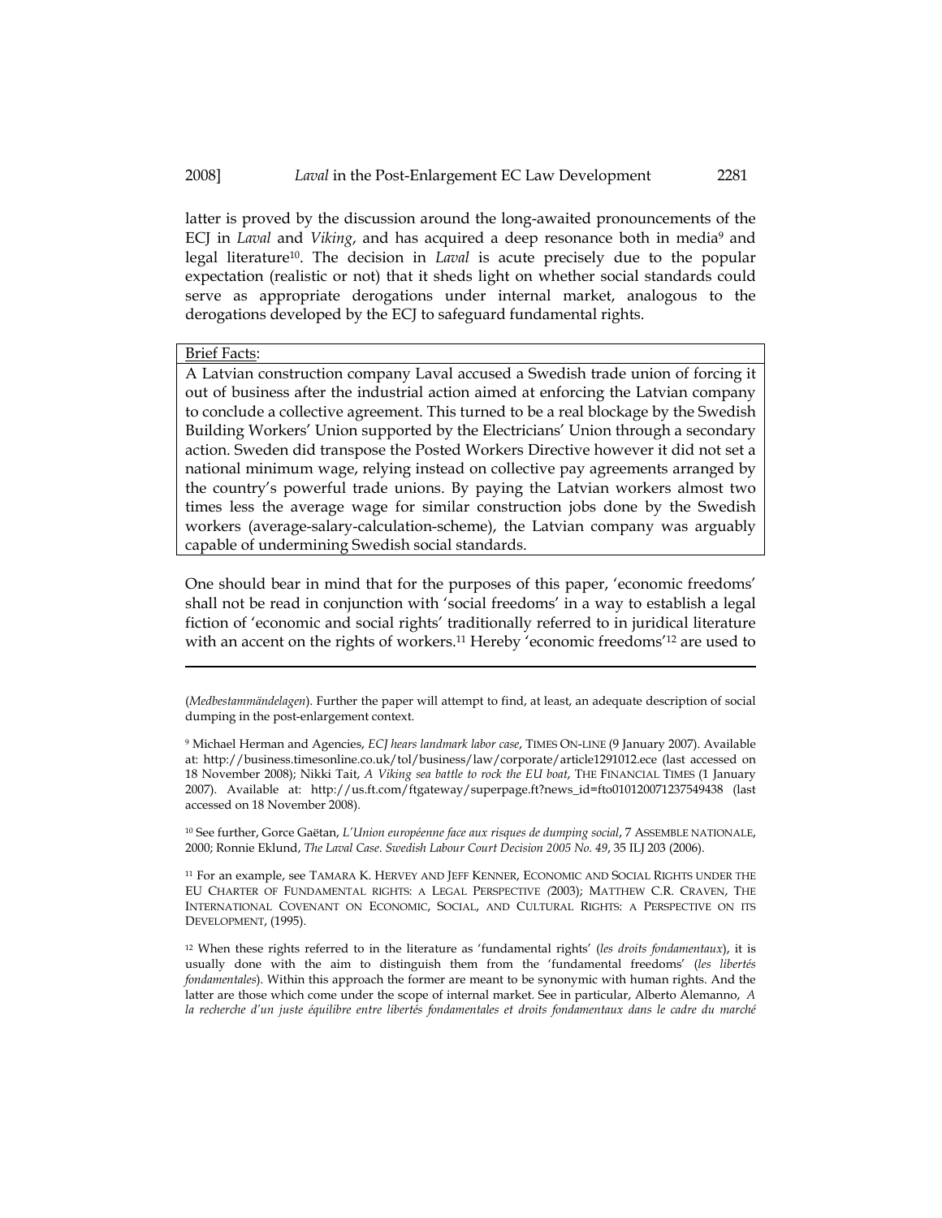latter is proved by the discussion around the long-awaited pronouncements of the ECJ in *Laval* and *Viking*, and has acquired a deep resonance both in media[9] and legal literature[10]. The decision in *Laval* is acute precisely due to the popular expectation (realistic or not) that it sheds light on whether social standards could serve as appropriate derogations under internal market, analogous to the derogations developed by the ECJ to safeguard fundamental rights.

| Brief Facts: |
| --- |
| A Latvian construction company Laval accused a Swedish trade union of forcing it out of business after the industrial action aimed at enforcing the Latvian company to conclude a collective agreement. This turned to be a real blockage by the Swedish Building Workers' Union supported by the Electricians' Union through a secondary action. Sweden did transpose the Posted Workers Directive however it did not set a national minimum wage, relying instead on collective pay agreements arranged by the country's powerful trade unions. By paying the Latvian workers almost two times less the average wage for similar construction jobs done by the Swedish workers (average-salary-calculation-scheme), the Latvian company was arguably capable of undermining Swedish social standards. |

One should bear in mind that for the purposes of this paper, 'economic freedoms' shall not be read in conjunction with 'social freedoms' in a way to establish a legal fiction of 'economic and social rights' traditionally referred to in juridical literature with an accent on the rights of workers.[11] Hereby 'economic freedoms'[12] are used to

---

(*Medbestammändelagen*). Further the paper will attempt to find, at least, an adequate description of social dumping in the post-enlargement context.

[9] Michael Herman and Agencies, *ECJ hears landmark labor case*, TIMES ON-LINE (9 January 2007). Available at: http://business.timesonline.co.uk/tol/business/law/corporate/article1291012.ece (last accessed on 18 November 2008); Nikki Tait, *A Viking sea battle to rock the EU boat*, THE FINANCIAL TIMES (1 January 2007). Available at: http://us.ft.com/ftgateway/superpage.ft?news_id=fto010120071237549438 (last accessed on 18 November 2008).

[10] See further, Gorce Gaëtan, *L'Union européenne face aux risques de dumping social*, 7 ASSEMBLE NATIONALE, 2000; Ronnie Eklund, *The Laval Case. Swedish Labour Court Decision 2005 No. 49*, 35 ILJ 203 (2006).

[11] For an example, see TAMARA K. HERVEY AND JEFF KENNER, ECONOMIC AND SOCIAL RIGHTS UNDER THE EU CHARTER OF FUNDAMENTAL RIGHTS: A LEGAL PERSPECTIVE (2003); MATTHEW C.R. CRAVEN, THE INTERNATIONAL COVENANT ON ECONOMIC, SOCIAL, AND CULTURAL RIGHTS: A PERSPECTIVE ON ITS DEVELOPMENT, (1995).

[12] When these rights referred to in the literature as 'fundamental rights' (*les droits fondamentaux*), it is usually done with the aim to distinguish them from the 'fundamental freedoms' (*les libertés fondamentales*). Within this approach the former are meant to be synonymic with human rights. And the latter are those which come under the scope of internal market. See in particular, Alberto Alemanno, *A la recherche d'un juste équilibre entre libertés fondamentales et droits fondamentaux dans le cadre du marché*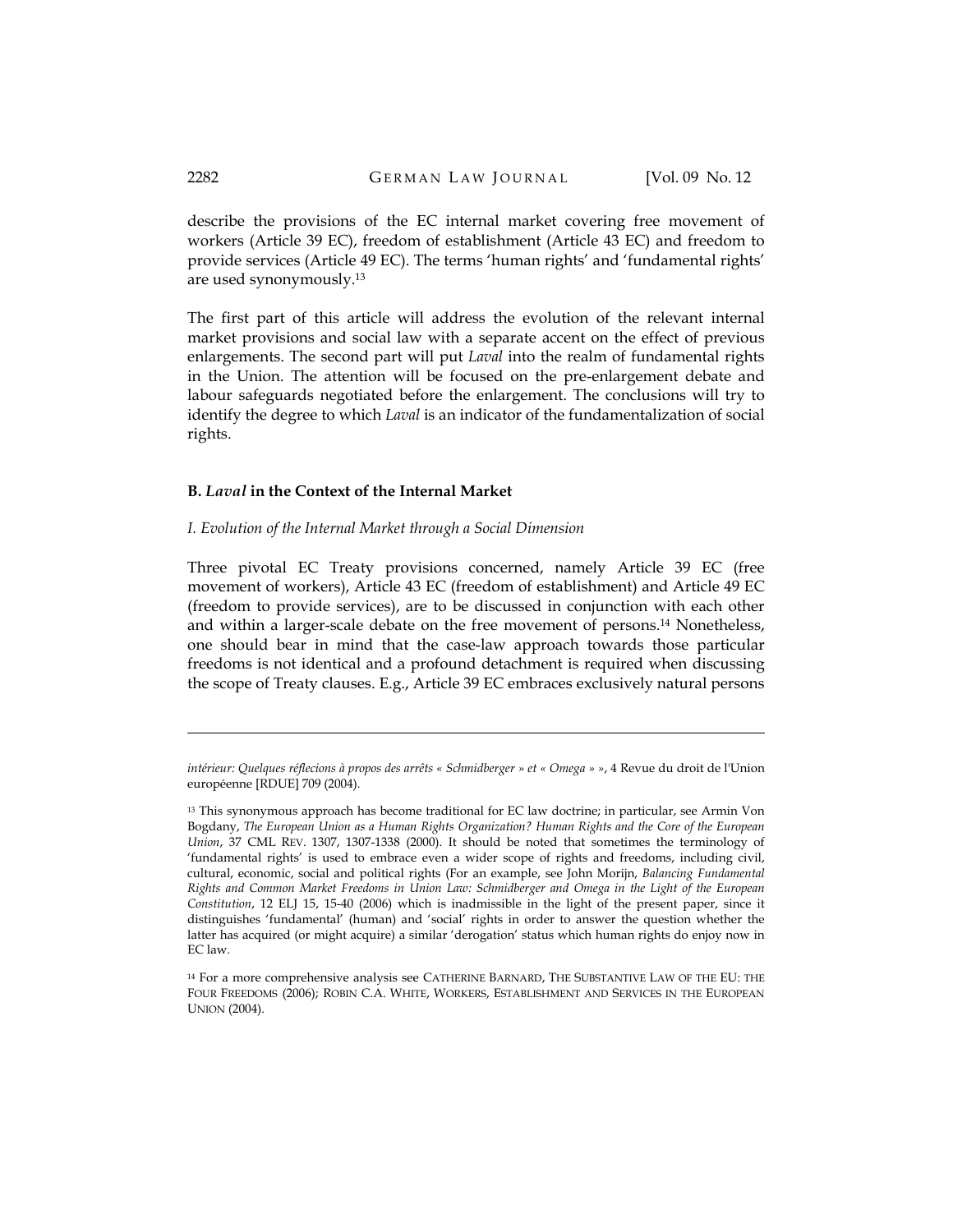describe the provisions of the EC internal market covering free movement of workers (Article 39 EC), freedom of establishment (Article 43 EC) and freedom to provide services (Article 49 EC). The terms 'human rights' and 'fundamental rights' are used synonymously.[13]

The first part of this article will address the evolution of the relevant internal market provisions and social law with a separate accent on the effect of previous enlargements. The second part will put *Laval* into the realm of fundamental rights in the Union. The attention will be focused on the pre-enlargement debate and labour safeguards negotiated before the enlargement. The conclusions will try to identify the degree to which *Laval* is an indicator of the fundamentalization of social rights.

## B. *Laval* in the Context of the Internal Market

### *I. Evolution of the Internal Market through a Social Dimension*

Three pivotal EC Treaty provisions concerned, namely Article 39 EC (free movement of workers), Article 43 EC (freedom of establishment) and Article 49 EC (freedom to provide services), are to be discussed in conjunction with each other and within a larger-scale debate on the free movement of persons.[14] Nonetheless, one should bear in mind that the case-law approach towards those particular freedoms is not identical and a profound detachment is required when discussing the scope of Treaty clauses. E.g., Article 39 EC embraces exclusively natural persons

---

*intérieur: Quelques réflecions à propos des arrêts « Schmidberger » et « Omega » »*, 4 Revue du droit de l'Union européenne [RDUE] 709 (2004).

[13] This synonymous approach has become traditional for EC law doctrine; in particular, see Armin Von Bogdany, *The European Union as a Human Rights Organization? Human Rights and the Core of the European Union*, 37 CML REV. 1307, 1307-1338 (2000). It should be noted that sometimes the terminology of 'fundamental rights' is used to embrace even a wider scope of rights and freedoms, including civil, cultural, economic, social and political rights (For an example, see John Morijn, *Balancing Fundamental Rights and Common Market Freedoms in Union Law: Schmidberger and Omega in the Light of the European Constitution*, 12 ELJ 15, 15-40 (2006) which is inadmissible in the light of the present paper, since it distinguishes 'fundamental' (human) and 'social' rights in order to answer the question whether the latter has acquired (or might acquire) a similar 'derogation' status which human rights do enjoy now in EC law.

[14] For a more comprehensive analysis see CATHERINE BARNARD, THE SUBSTANTIVE LAW OF THE EU: THE FOUR FREEDOMS (2006); ROBIN C.A. WHITE, WORKERS, ESTABLISHMENT AND SERVICES IN THE EUROPEAN UNION (2004).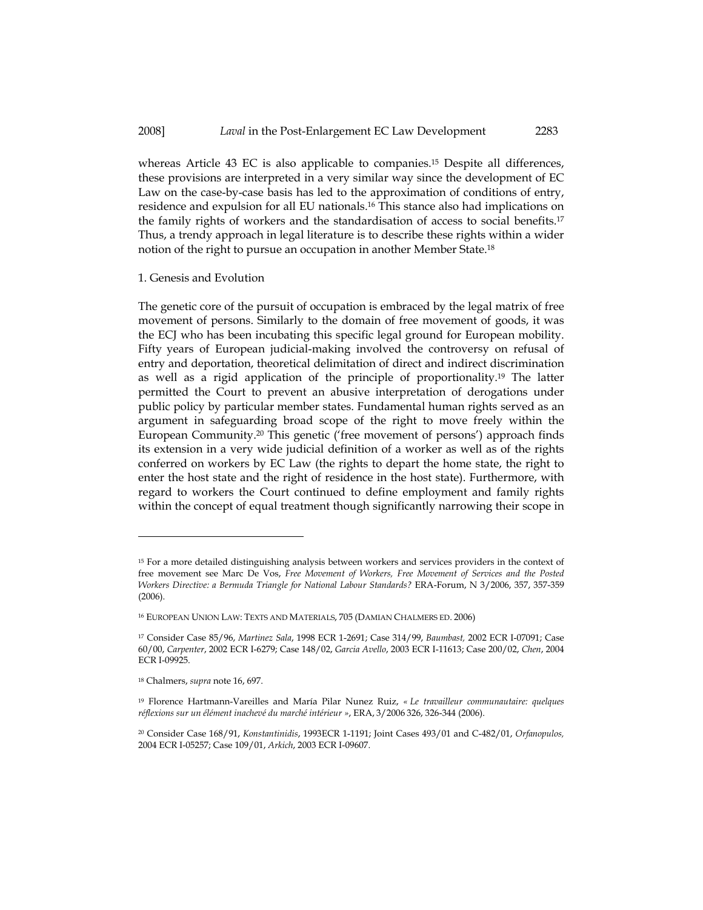whereas Article 43 EC is also applicable to companies.[15] Despite all differences, these provisions are interpreted in a very similar way since the development of EC Law on the case-by-case basis has led to the approximation of conditions of entry, residence and expulsion for all EU nationals.[16] This stance also had implications on the family rights of workers and the standardisation of access to social benefits.[17] Thus, a trendy approach in legal literature is to describe these rights within a wider notion of the right to pursue an occupation in another Member State.[18]

### 1. Genesis and Evolution

The genetic core of the pursuit of occupation is embraced by the legal matrix of free movement of persons. Similarly to the domain of free movement of goods, it was the ECJ who has been incubating this specific legal ground for European mobility. Fifty years of European judicial-making involved the controversy on refusal of entry and deportation, theoretical delimitation of direct and indirect discrimination as well as a rigid application of the principle of proportionality.[19] The latter permitted the Court to prevent an abusive interpretation of derogations under public policy by particular member states. Fundamental human rights served as an argument in safeguarding broad scope of the right to move freely within the European Community.[20] This genetic ('free movement of persons') approach finds its extension in a very wide judicial definition of a worker as well as of the rights conferred on workers by EC Law (the rights to depart the home state, the right to enter the host state and the right of residence in the host state). Furthermore, with regard to workers the Court continued to define employment and family rights within the concept of equal treatment though significantly narrowing their scope in

---

[15] For a more detailed distinguishing analysis between workers and services providers in the context of free movement see Marc De Vos, *Free Movement of Workers, Free Movement of Services and the Posted Workers Directive: a Bermuda Triangle for National Labour Standards?* ERA-Forum, N 3/2006, 357, 357-359 (2006).

[16] EUROPEAN UNION LAW: TEXTS AND MATERIALS, 705 (DAMIAN CHALMERS ED. 2006)

[17] Consider Case 85/96, *Martinez Sala*, 1998 ECR 1-2691; Case 314/99, *Baumbast,* 2002 ECR I-07091; Case 60/00, *Carpenter*, 2002 ECR I-6279; Case 148/02, *Garcia Avello*, 2003 ECR I-11613; Case 200/02, *Chen*, 2004 ECR I-09925.

[18] Chalmers, *supra* note 16, 697.

[19] Florence Hartmann-Vareilles and María Pilar Nunez Ruiz, « *Le travailleur communautaire: quelques réflexions sur un élément inachevé du marché intérieur* », ERA, 3/2006 326, 326-344 (2006).

[20] Consider Case 168/91, *Konstantinidis*, 1993ECR 1-1191; Joint Cases 493/01 and C-482/01, *Orfanopulos,* 2004 ECR I-05257; Case 109/01, *Arkich*, 2003 ECR I-09607.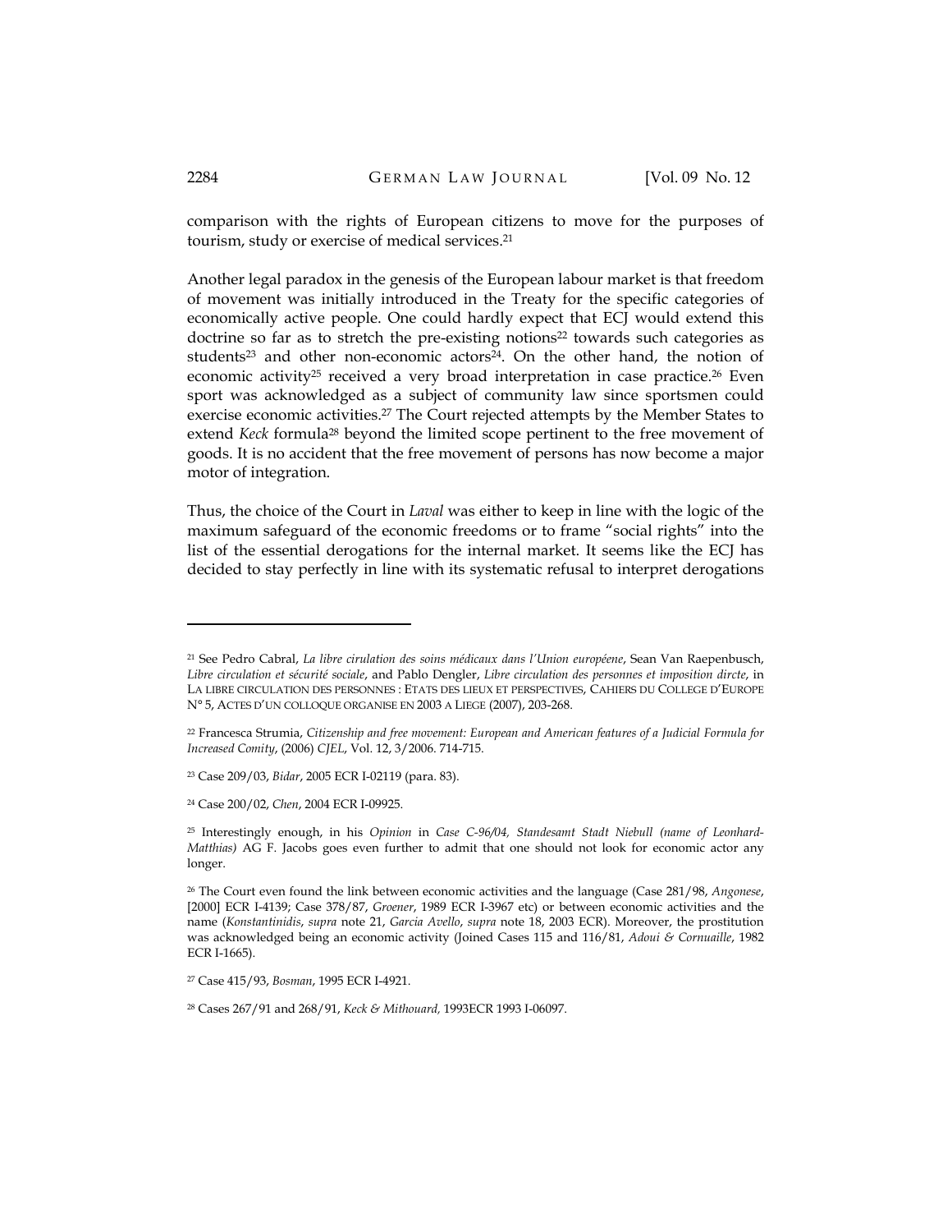comparison with the rights of European citizens to move for the purposes of tourism, study or exercise of medical services.[21]

Another legal paradox in the genesis of the European labour market is that freedom of movement was initially introduced in the Treaty for the specific categories of economically active people. One could hardly expect that ECJ would extend this doctrine so far as to stretch the pre-existing notions[22] towards such categories as students[23] and other non-economic actors[24]. On the other hand, the notion of economic activity[25] received a very broad interpretation in case practice.[26] Even sport was acknowledged as a subject of community law since sportsmen could exercise economic activities.[27] The Court rejected attempts by the Member States to extend *Keck* formula[28] beyond the limited scope pertinent to the free movement of goods. It is no accident that the free movement of persons has now become a major motor of integration.

Thus, the choice of the Court in *Laval* was either to keep in line with the logic of the maximum safeguard of the economic freedoms or to frame "social rights" into the list of the essential derogations for the internal market. It seems like the ECJ has decided to stay perfectly in line with its systematic refusal to interpret derogations

---

[21] See Pedro Cabral, *La libre cirulation des soins médicaux dans l'Union européene*, Sean Van Raepenbusch, *Libre circulation et sécurité sociale*, and Pablo Dengler, *Libre circulation des personnes et imposition dircte*, in LA LIBRE CIRCULATION DES PERSONNES : ETATS DES LIEUX ET PERSPECTIVES, CAHIERS DU COLLEGE D'EUROPE N° 5, ACTES D'UN COLLOQUE ORGANISE EN 2003 A LIEGE (2007), 203-268.

[22] Francesca Strumia, *Citizenship and free movement: European and American features of a Judicial Formula for Increased Comity*, (2006) *CJEL*, Vol. 12, 3/2006. 714-715.

[23] Case 209/03, *Bidar*, 2005 ECR I-02119 (para. 83).

[24] Case 200/02, *Chen*, 2004 ECR I-09925.

[25] Interestingly enough, in his *Opinion* in *Case C-96/04, Standesamt Stadt Niebull (name of Leonhard-Matthias)* AG F. Jacobs goes even further to admit that one should not look for economic actor any longer.

[26] The Court even found the link between economic activities and the language (Case 281/98, *Angonese*, [2000] ECR I-4139; Case 378/87, *Groener*, 1989 ECR I-3967 etc) or between economic activities and the name (*Konstantinidis*, *supra* note 21, *Garcia Avello*, *supra* note 18, 2003 ECR). Moreover, the prostitution was acknowledged being an economic activity (Joined Cases 115 and 116/81, *Adoui & Cornuaille*, 1982 ECR I-1665).

[27] Case 415/93, *Bosman*, 1995 ECR I-4921.

[28] Cases 267/91 and 268/91, *Keck & Mithouard,* 1993ECR 1993 I-06097.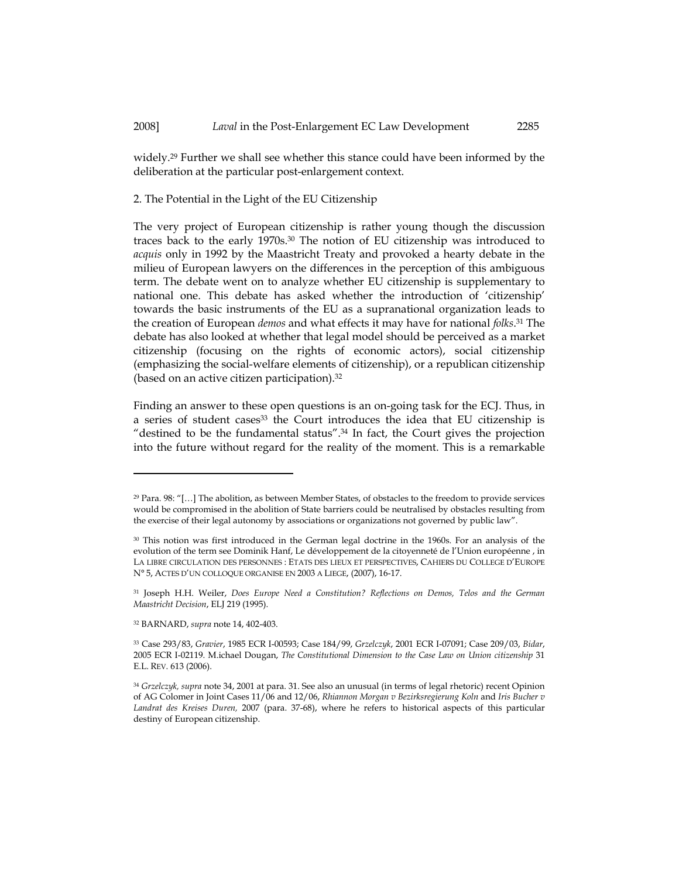widely.[29] Further we shall see whether this stance could have been informed by the deliberation at the particular post-enlargement context.

2. The Potential in the Light of the EU Citizenship

The very project of European citizenship is rather young though the discussion traces back to the early 1970s.[30] The notion of EU citizenship was introduced to *acquis* only in 1992 by the Maastricht Treaty and provoked a hearty debate in the milieu of European lawyers on the differences in the perception of this ambiguous term. The debate went on to analyze whether EU citizenship is supplementary to national one. This debate has asked whether the introduction of 'citizenship' towards the basic instruments of the EU as a supranational organization leads to the creation of European *demos* and what effects it may have for national *folks*.[31] The debate has also looked at whether that legal model should be perceived as a market citizenship (focusing on the rights of economic actors), social citizenship (emphasizing the social-welfare elements of citizenship), or a republican citizenship (based on an active citizen participation).[32]

Finding an answer to these open questions is an on-going task for the ECJ. Thus, in a series of student cases[33] the Court introduces the idea that EU citizenship is "destined to be the fundamental status".[34] In fact, the Court gives the projection into the future without regard for the reality of the moment. This is a remarkable

---

[29] Para. 98: "[…] The abolition, as between Member States, of obstacles to the freedom to provide services would be compromised in the abolition of State barriers could be neutralised by obstacles resulting from the exercise of their legal autonomy by associations or organizations not governed by public law".

[30] This notion was first introduced in the German legal doctrine in the 1960s. For an analysis of the evolution of the term see Dominik Hanf, Le développement de la citoyenneté de l'Union européenne , in LA LIBRE CIRCULATION DES PERSONNES : ETATS DES LIEUX ET PERSPECTIVES, CAHIERS DU COLLEGE D'EUROPE N° 5, ACTES D'UN COLLOQUE ORGANISE EN 2003 A LIEGE, (2007), 16-17.

[31] Joseph H.H. Weiler, *Does Europe Need a Constitution? Reflections on Demos, Telos and the German Maastricht Decision*, ELJ 219 (1995).

[32] BARNARD, *supra* note 14, 402-403.

[33] Case 293/83, *Gravier*, 1985 ECR I-00593; Case 184/99, *Grzelczyk*, 2001 ECR I-07091; Case 209/03, *Bidar*, 2005 ECR I-02119. M.ichael Dougan, *The Constitutional Dimension to the Case Law on Union citizenship* 31 E.L. REV. 613 (2006).

[34] *Grzelczyk, supra* note 34, 2001 at para. 31. See also an unusual (in terms of legal rhetoric) recent Opinion of AG Colomer in Joint Cases 11/06 and 12/06, *Rhiannon Morgan v Bezirksregierung Koln* and *Iris Bucher v Landrat des Kreises Duren,* 2007 (para. 37-68), where he refers to historical aspects of this particular destiny of European citizenship.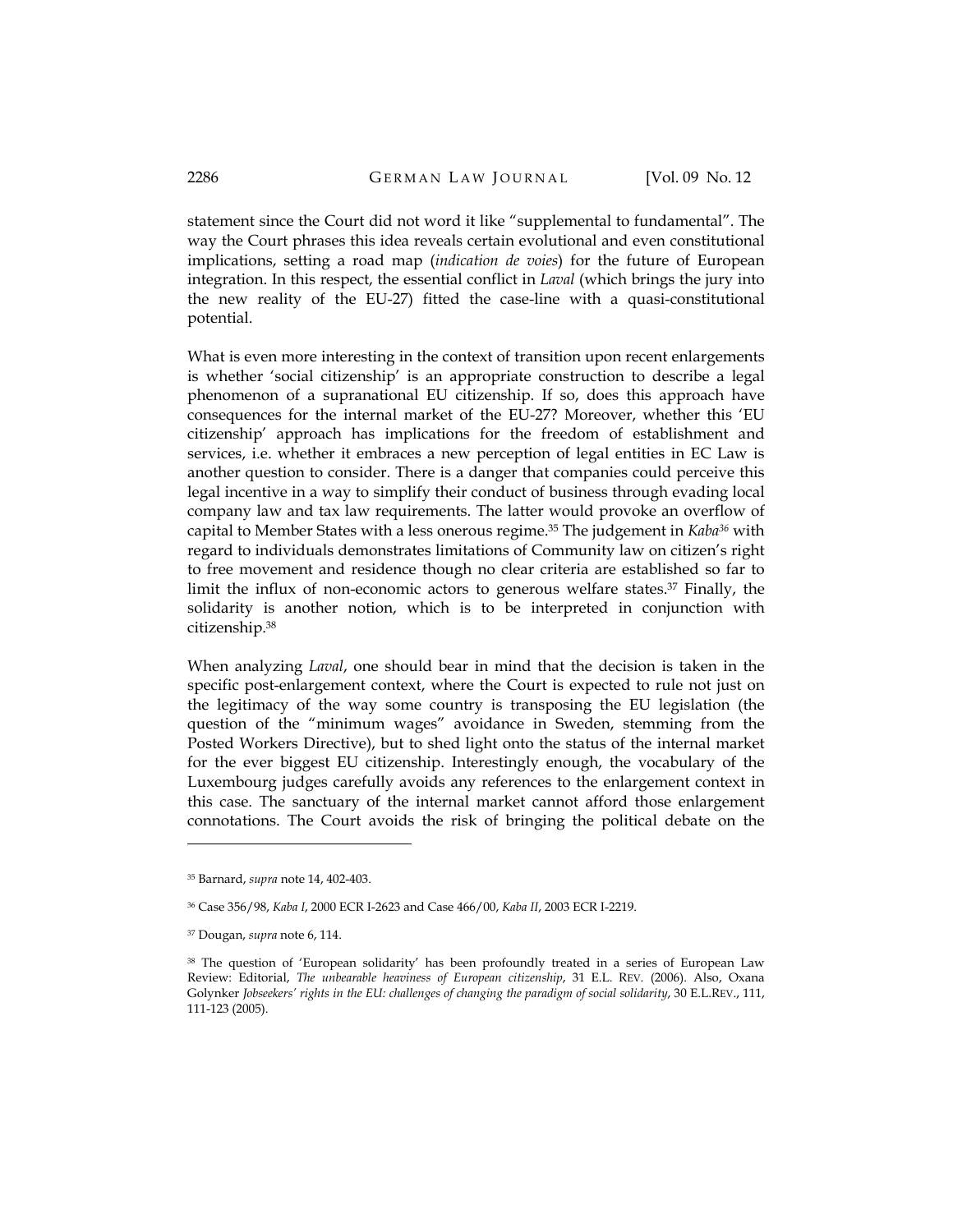statement since the Court did not word it like "supplemental to fundamental". The way the Court phrases this idea reveals certain evolutional and even constitutional implications, setting a road map (*indication de voies*) for the future of European integration. In this respect, the essential conflict in *Laval* (which brings the jury into the new reality of the EU-27) fitted the case-line with a quasi-constitutional potential.

What is even more interesting in the context of transition upon recent enlargements is whether 'social citizenship' is an appropriate construction to describe a legal phenomenon of a supranational EU citizenship. If so, does this approach have consequences for the internal market of the EU-27? Moreover, whether this 'EU citizenship' approach has implications for the freedom of establishment and services, i.e. whether it embraces a new perception of legal entities in EC Law is another question to consider. There is a danger that companies could perceive this legal incentive in a way to simplify their conduct of business through evading local company law and tax law requirements. The latter would provoke an overflow of capital to Member States with a less onerous regime.[35] The judgement in *Kaba*[36] with regard to individuals demonstrates limitations of Community law on citizen's right to free movement and residence though no clear criteria are established so far to limit the influx of non-economic actors to generous welfare states.[37] Finally, the solidarity is another notion, which is to be interpreted in conjunction with citizenship.[38]

When analyzing *Laval*, one should bear in mind that the decision is taken in the specific post-enlargement context, where the Court is expected to rule not just on the legitimacy of the way some country is transposing the EU legislation (the question of the "minimum wages" avoidance in Sweden, stemming from the Posted Workers Directive), but to shed light onto the status of the internal market for the ever biggest EU citizenship. Interestingly enough, the vocabulary of the Luxembourg judges carefully avoids any references to the enlargement context in this case. The sanctuary of the internal market cannot afford those enlargement connotations. The Court avoids the risk of bringing the political debate on the

---

[35] Barnard, *supra* note 14, 402-403.

[36] Case 356/98, *Kaba I*, 2000 ECR I-2623 and Case 466/00, *Kaba II*, 2003 ECR I-2219.

[37] Dougan, *supra* note 6, 114.

[38] The question of 'European solidarity' has been profoundly treated in a series of European Law Review: Editorial, *The unbearable heaviness of European citizenship*, 31 E.L. REV. (2006). Also, Oxana Golynker *Jobseekers' rights in the EU: challenges of changing the paradigm of social solidarity*, 30 E.L.REV., 111, 111-123 (2005).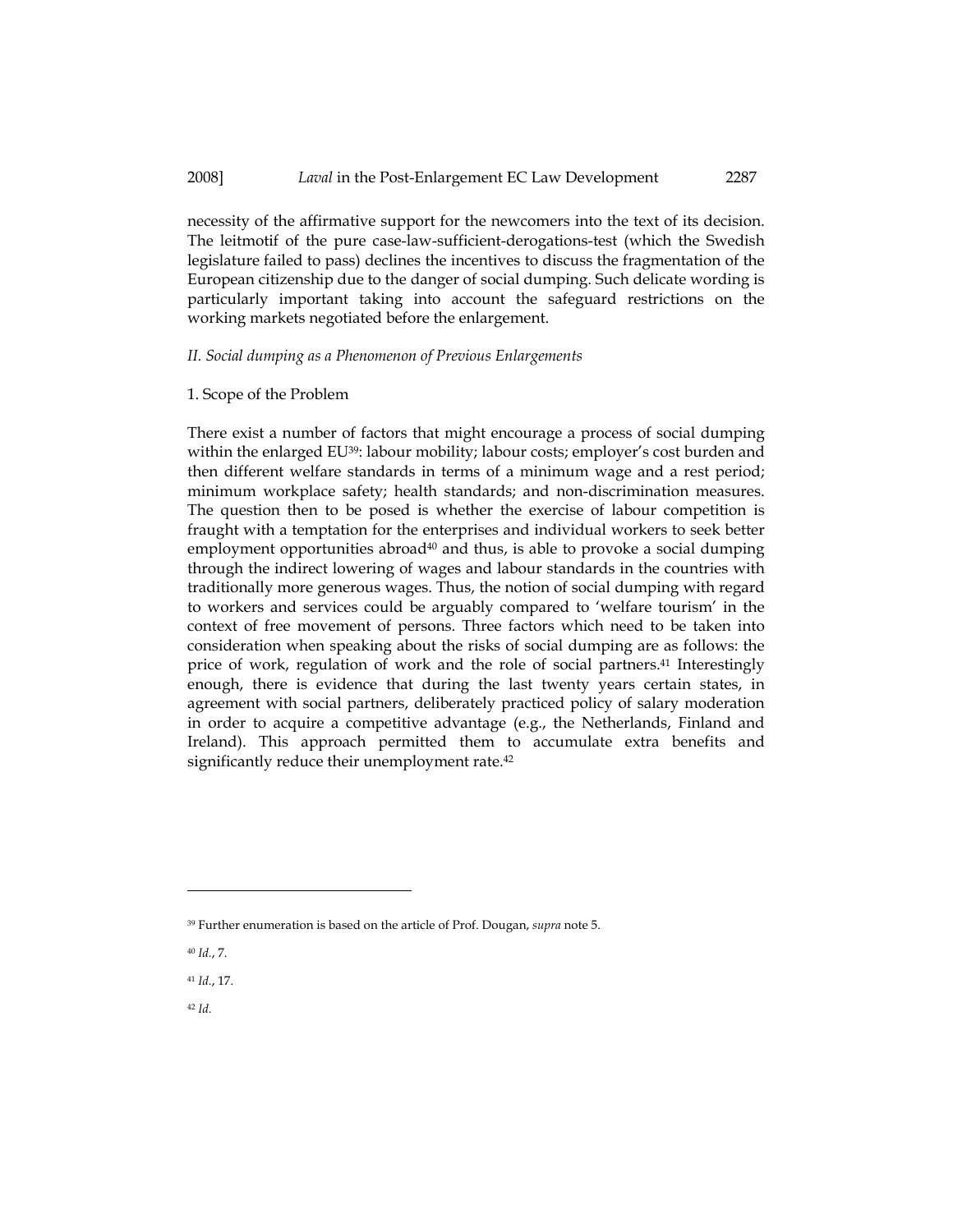necessity of the affirmative support for the newcomers into the text of its decision. The leitmotif of the pure case-law-sufficient-derogations-test (which the Swedish legislature failed to pass) declines the incentives to discuss the fragmentation of the European citizenship due to the danger of social dumping. Such delicate wording is particularly important taking into account the safeguard restrictions on the working markets negotiated before the enlargement.

### *II. Social dumping as a Phenomenon of Previous Enlargements*

#### 1. Scope of the Problem

There exist a number of factors that might encourage a process of social dumping within the enlarged EU[39]: labour mobility; labour costs; employer's cost burden and then different welfare standards in terms of a minimum wage and a rest period; minimum workplace safety; health standards; and non-discrimination measures. The question then to be posed is whether the exercise of labour competition is fraught with a temptation for the enterprises and individual workers to seek better employment opportunities abroad[40] and thus, is able to provoke a social dumping through the indirect lowering of wages and labour standards in the countries with traditionally more generous wages. Thus, the notion of social dumping with regard to workers and services could be arguably compared to 'welfare tourism' in the context of free movement of persons. Three factors which need to be taken into consideration when speaking about the risks of social dumping are as follows: the price of work, regulation of work and the role of social partners.[41] Interestingly enough, there is evidence that during the last twenty years certain states, in agreement with social partners, deliberately practiced policy of salary moderation in order to acquire a competitive advantage (e.g., the Netherlands, Finland and Ireland). This approach permitted them to accumulate extra benefits and significantly reduce their unemployment rate.[42]

---

[39] Further enumeration is based on the article of Prof. Dougan, *supra* note 5.

[40] *Id.*, 7.

[41] *Id.*, 17.

[42] *Id.*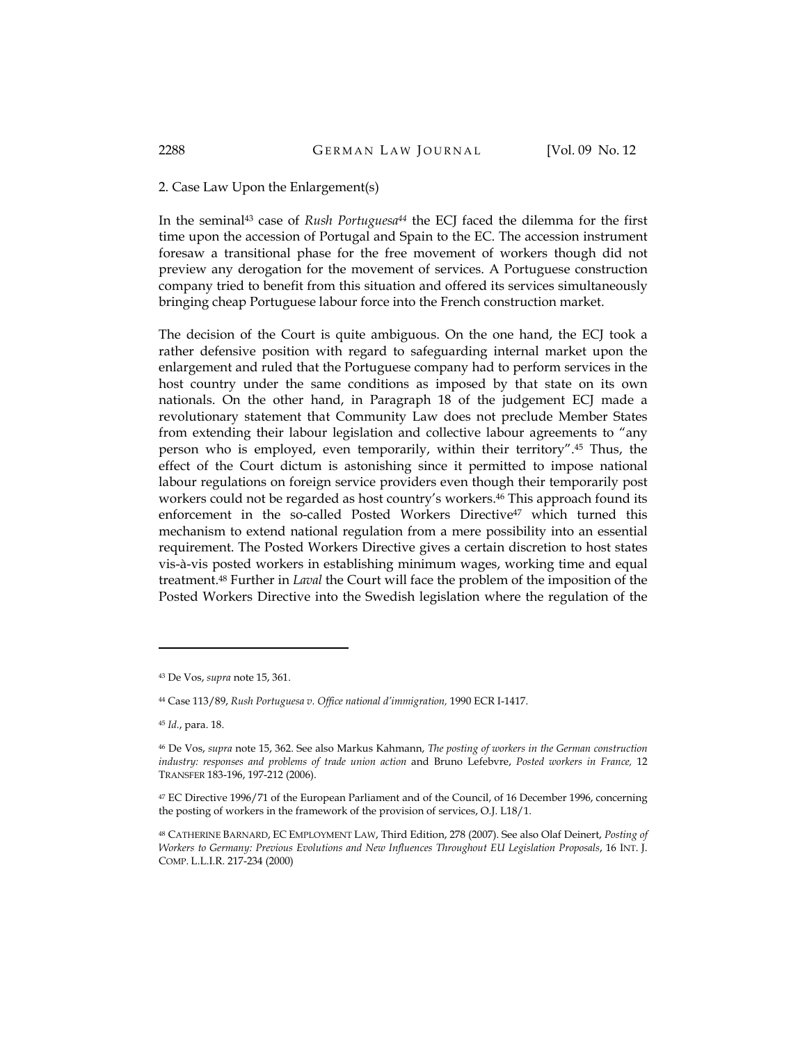2. Case Law Upon the Enlargement(s)

In the seminal[43] case of *Rush Portuguesa*[44] the ECJ faced the dilemma for the first time upon the accession of Portugal and Spain to the EC. The accession instrument foresaw a transitional phase for the free movement of workers though did not preview any derogation for the movement of services. A Portuguese construction company tried to benefit from this situation and offered its services simultaneously bringing cheap Portuguese labour force into the French construction market.

The decision of the Court is quite ambiguous. On the one hand, the ECJ took a rather defensive position with regard to safeguarding internal market upon the enlargement and ruled that the Portuguese company had to perform services in the host country under the same conditions as imposed by that state on its own nationals. On the other hand, in Paragraph 18 of the judgement ECJ made a revolutionary statement that Community Law does not preclude Member States from extending their labour legislation and collective labour agreements to "any person who is employed, even temporarily, within their territory".[45] Thus, the effect of the Court dictum is astonishing since it permitted to impose national labour regulations on foreign service providers even though their temporarily post workers could not be regarded as host country's workers.[46] This approach found its enforcement in the so-called Posted Workers Directive[47] which turned this mechanism to extend national regulation from a mere possibility into an essential requirement. The Posted Workers Directive gives a certain discretion to host states vis-à-vis posted workers in establishing minimum wages, working time and equal treatment.[48] Further in *Laval* the Court will face the problem of the imposition of the Posted Workers Directive into the Swedish legislation where the regulation of the

---

[43] De Vos, *supra* note 15, 361.

[44] Case 113/89, *Rush Portuguesa v. Office national d'immigration,* 1990 ECR I-1417.

[45] *Id.*, para. 18.

[46] De Vos, *supra* note 15, 362. See also Markus Kahmann, *The posting of workers in the German construction industry: responses and problems of trade union action* and Bruno Lefebvre, *Posted workers in France,* 12 TRANSFER 183-196, 197-212 (2006).

[47] EC Directive 1996/71 of the European Parliament and of the Council, of 16 December 1996, concerning the posting of workers in the framework of the provision of services, O.J. L18/1.

[48] CATHERINE BARNARD, EC EMPLOYMENT LAW, Third Edition, 278 (2007). See also Olaf Deinert, *Posting of Workers to Germany: Previous Evolutions and New Influences Throughout EU Legislation Proposals*, 16 INT. J. COMP. L.L.I.R. 217-234 (2000)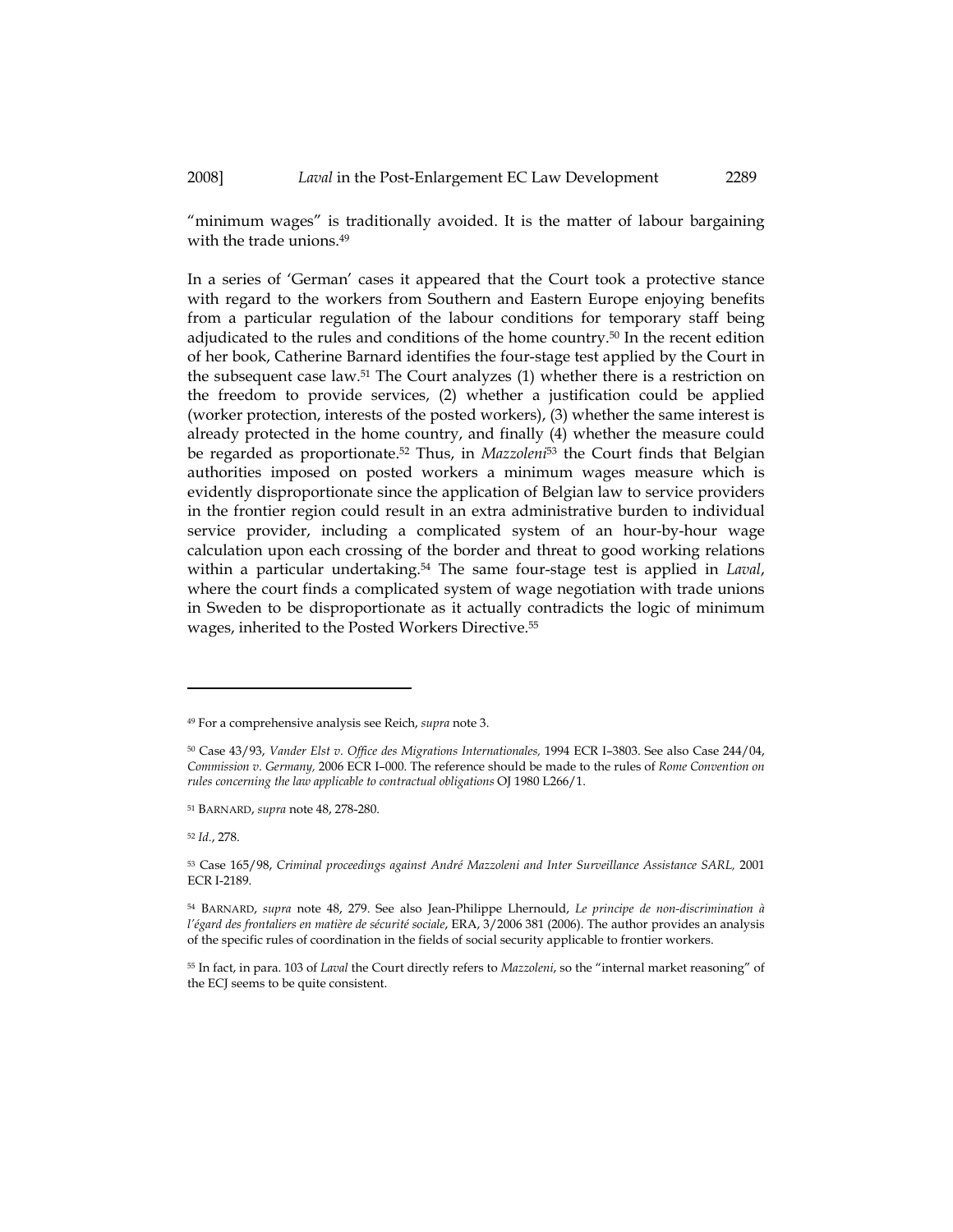"minimum wages" is traditionally avoided. It is the matter of labour bargaining with the trade unions.[49]

In a series of 'German' cases it appeared that the Court took a protective stance with regard to the workers from Southern and Eastern Europe enjoying benefits from a particular regulation of the labour conditions for temporary staff being adjudicated to the rules and conditions of the home country.[50] In the recent edition of her book, Catherine Barnard identifies the four-stage test applied by the Court in the subsequent case law.[51] The Court analyzes (1) whether there is a restriction on the freedom to provide services, (2) whether a justification could be applied (worker protection, interests of the posted workers), (3) whether the same interest is already protected in the home country, and finally (4) whether the measure could be regarded as proportionate.[52] Thus, in *Mazzoleni*[53] the Court finds that Belgian authorities imposed on posted workers a minimum wages measure which is evidently disproportionate since the application of Belgian law to service providers in the frontier region could result in an extra administrative burden to individual service provider, including a complicated system of an hour-by-hour wage calculation upon each crossing of the border and threat to good working relations within a particular undertaking.[54] The same four-stage test is applied in *Laval*, where the court finds a complicated system of wage negotiation with trade unions in Sweden to be disproportionate as it actually contradicts the logic of minimum wages, inherited to the Posted Workers Directive.[55]

---

[49] For a comprehensive analysis see Reich, *supra* note 3.

[50] Case 43/93, *Vander Elst v. Office des Migrations Internationales,* 1994 ECR I–3803. See also Case 244/04, *Commission v. Germany,* 2006 ECR I–000. The reference should be made to the rules of *Rome Convention on rules concerning the law applicable to contractual obligations* OJ 1980 L266/1.

[51] BARNARD, *supra* note 48, 278-280.

[52] *Id.*, 278.

[53] Case 165/98, *Criminal proceedings against André Mazzoleni and Inter Surveillance Assistance SARL,* 2001 ECR I-2189.

[54] BARNARD, *supra* note 48, 279. See also Jean-Philippe Lhernould, *Le principe de non-discrimination à l'égard des frontaliers en matière de sécurité sociale*, ERA, 3/2006 381 (2006). The author provides an analysis of the specific rules of coordination in the fields of social security applicable to frontier workers.

[55] In fact, in para. 103 of *Laval* the Court directly refers to *Mazzoleni*, so the "internal market reasoning" of the ECJ seems to be quite consistent.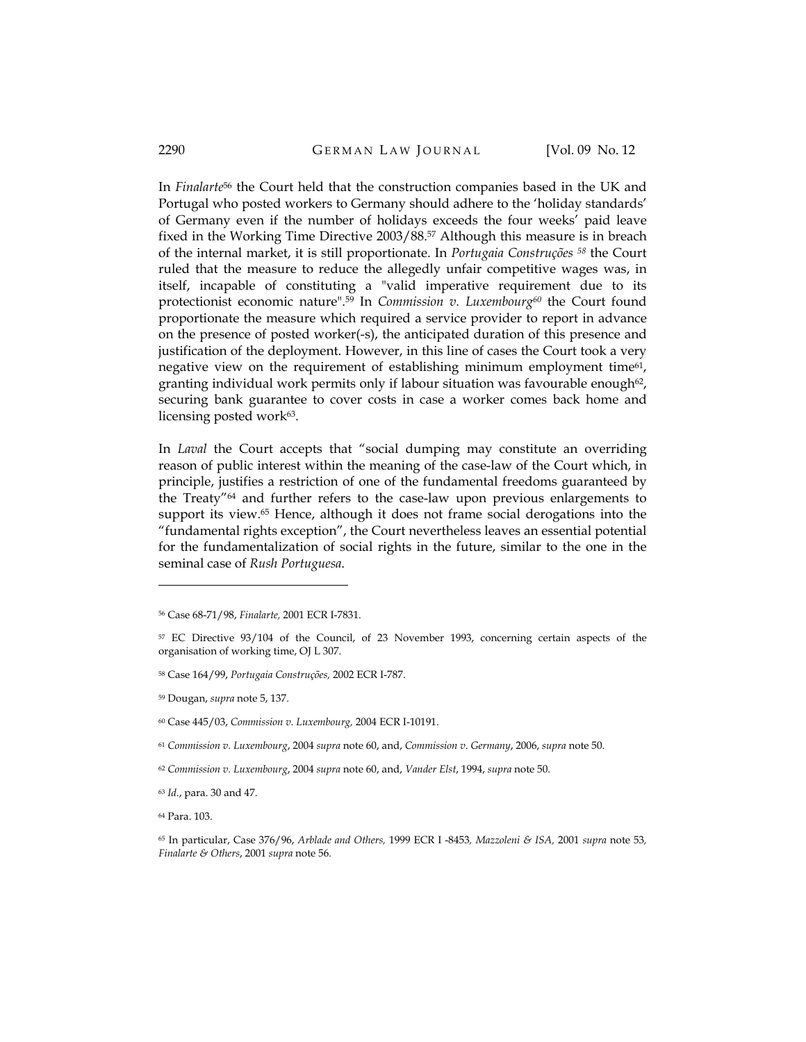In *Finalarte*[56] the Court held that the construction companies based in the UK and Portugal who posted workers to Germany should adhere to the 'holiday standards' of Germany even if the number of holidays exceeds the four weeks' paid leave fixed in the Working Time Directive 2003/88.[57] Although this measure is in breach of the internal market, it is still proportionate. In *Portugaia Construções* [58] the Court ruled that the measure to reduce the allegedly unfair competitive wages was, in itself, incapable of constituting a "valid imperative requirement due to its protectionist economic nature".[59] In *Commission v. Luxembourg*[60] the Court found proportionate the measure which required a service provider to report in advance on the presence of posted worker(-s), the anticipated duration of this presence and justification of the deployment. However, in this line of cases the Court took a very negative view on the requirement of establishing minimum employment time[61], granting individual work permits only if labour situation was favourable enough[62], securing bank guarantee to cover costs in case a worker comes back home and licensing posted work[63].

In *Laval* the Court accepts that "social dumping may constitute an overriding reason of public interest within the meaning of the case-law of the Court which, in principle, justifies a restriction of one of the fundamental freedoms guaranteed by the Treaty"[64] and further refers to the case-law upon previous enlargements to support its view.[65] Hence, although it does not frame social derogations into the "fundamental rights exception", the Court nevertheless leaves an essential potential for the fundamentalization of social rights in the future, similar to the one in the seminal case of *Rush Portuguesa*.

---

[56] Case 68-71/98, *Finalarte,* 2001 ECR I-7831.

[57] EC Directive 93/104 of the Council, of 23 November 1993, concerning certain aspects of the organisation of working time, OJ L 307.

[58] Case 164/99, *Portugaia Construções,* 2002 ECR I-787.

[59] Dougan, *supra* note 5, 137.

[60] Case 445/03, *Commission v. Luxembourg,* 2004 ECR I-10191.

[61] *Commission v. Luxembourg*, 2004 *supra* note 60, and, *Commission v. Germany*, 2006, *supra* note 50.

[62] *Commission v. Luxembourg*, 2004 *supra* note 60, and, *Vander Elst*, 1994, *supra* note 50.

[63] *Id*., para. 30 and 47.

[64] Para. 103.

[65] In particular, Case 376/96, *Arblade and Others,* 1999 ECR I -8453*, Mazzoleni & ISA,* 2001 *supra* note 53*, Finalarte & Others*, 2001 *supra* note 56.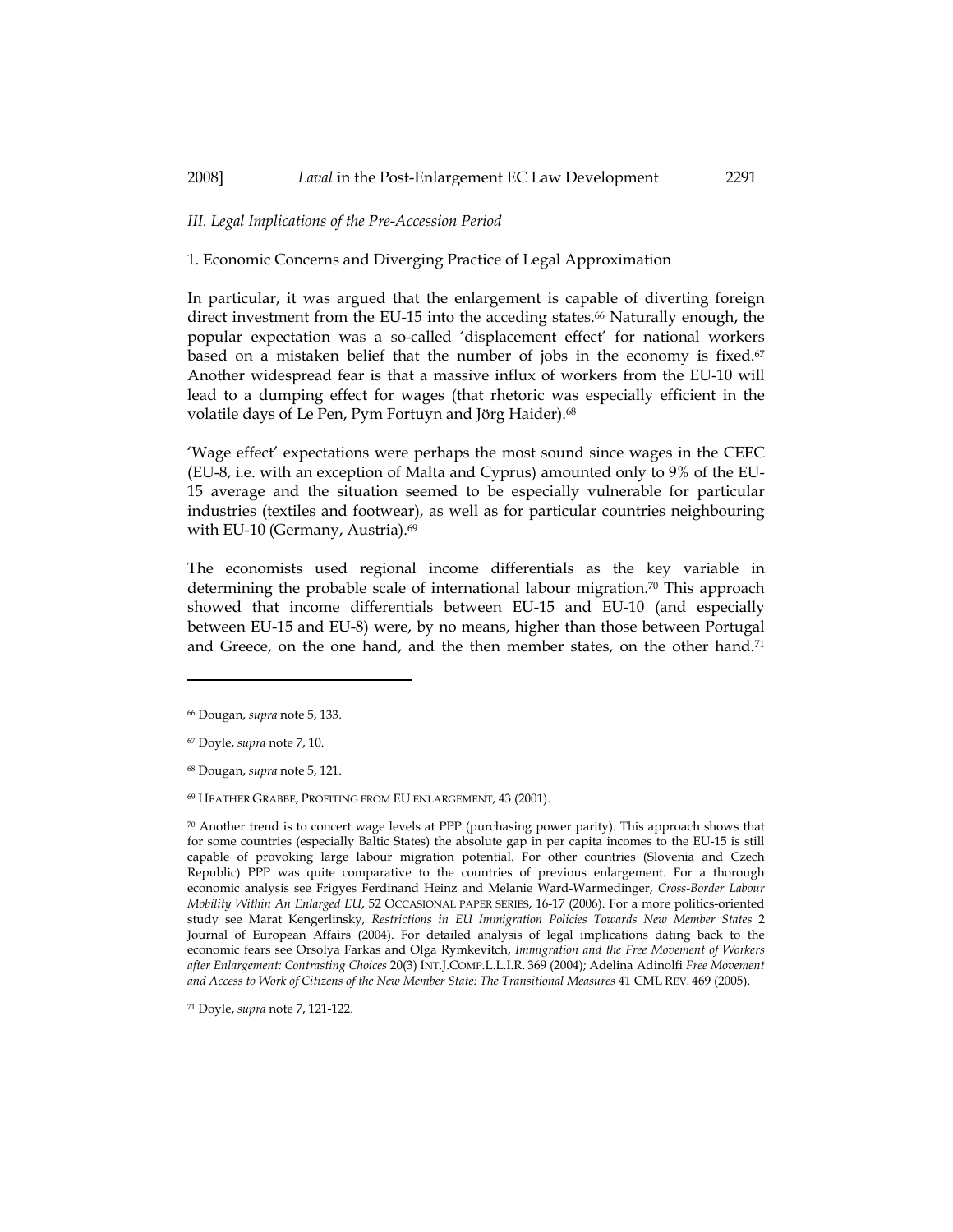*III. Legal Implications of the Pre-Accession Period*

1. Economic Concerns and Diverging Practice of Legal Approximation

In particular, it was argued that the enlargement is capable of diverting foreign direct investment from the EU-15 into the acceding states.[66] Naturally enough, the popular expectation was a so-called 'displacement effect' for national workers based on a mistaken belief that the number of jobs in the economy is fixed.[67] Another widespread fear is that a massive influx of workers from the EU-10 will lead to a dumping effect for wages (that rhetoric was especially efficient in the volatile days of Le Pen, Pym Fortuyn and Jörg Haider).[68]

'Wage effect' expectations were perhaps the most sound since wages in the CEEC (EU-8, i.e. with an exception of Malta and Cyprus) amounted only to 9% of the EU-15 average and the situation seemed to be especially vulnerable for particular industries (textiles and footwear), as well as for particular countries neighbouring with EU-10 (Germany, Austria).[69]

The economists used regional income differentials as the key variable in determining the probable scale of international labour migration.[70] This approach showed that income differentials between EU-15 and EU-10 (and especially between EU-15 and EU-8) were, by no means, higher than those between Portugal and Greece, on the one hand, and the then member states, on the other hand.[71]

---

[66] Dougan, *supra* note 5, 133.

[67] Doyle, *supra* note 7, 10.

[68] Dougan, *supra* note 5, 121.

[69] HEATHER GRABBE, PROFITING FROM EU ENLARGEMENT, 43 (2001).

[70] Another trend is to concert wage levels at PPP (purchasing power parity). This approach shows that for some countries (especially Baltic States) the absolute gap in per capita incomes to the EU-15 is still capable of provoking large labour migration potential. For other countries (Slovenia and Czech Republic) PPP was quite comparative to the countries of previous enlargement. For a thorough economic analysis see Frigyes Ferdinand Heinz and Melanie Ward-Warmedinger, *Cross-Border Labour Mobility Within An Enlarged EU*, 52 OCCASIONAL PAPER SERIES, 16-17 (2006). For a more politics-oriented study see Marat Kengerlinsky, *Restrictions in EU Immigration Policies Towards New Member States* 2 Journal of European Affairs (2004). For detailed analysis of legal implications dating back to the economic fears see Orsolya Farkas and Olga Rymkevitch, *Immigration and the Free Movement of Workers after Enlargement: Contrasting Choices* 20(3) INT.J.COMP.L.L.I.R. 369 (2004); Adelina Adinolfi *Free Movement and Access to Work of Citizens of the New Member State: The Transitional Measures* 41 CML REV. 469 (2005).

[71] Doyle, *supra* note 7, 121-122.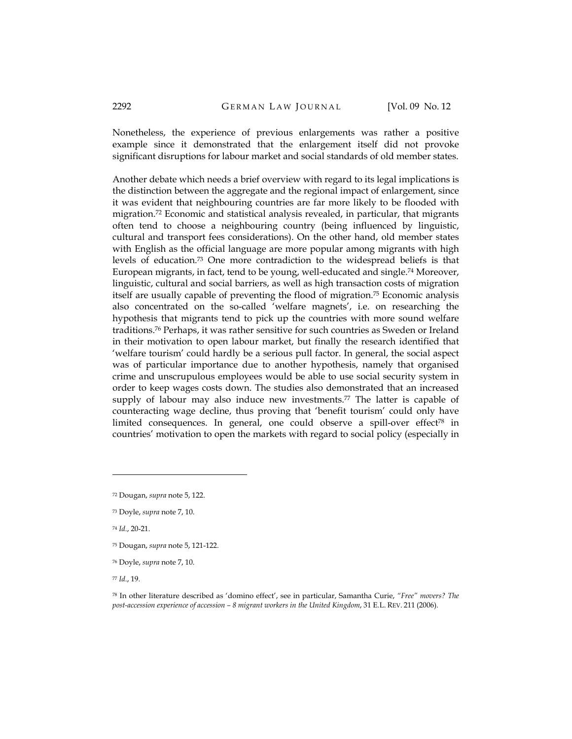Nonetheless, the experience of previous enlargements was rather a positive example since it demonstrated that the enlargement itself did not provoke significant disruptions for labour market and social standards of old member states.

Another debate which needs a brief overview with regard to its legal implications is the distinction between the aggregate and the regional impact of enlargement, since it was evident that neighbouring countries are far more likely to be flooded with migration.[72] Economic and statistical analysis revealed, in particular, that migrants often tend to choose a neighbouring country (being influenced by linguistic, cultural and transport fees considerations). On the other hand, old member states with English as the official language are more popular among migrants with high levels of education.[73] One more contradiction to the widespread beliefs is that European migrants, in fact, tend to be young, well-educated and single.[74] Moreover, linguistic, cultural and social barriers, as well as high transaction costs of migration itself are usually capable of preventing the flood of migration.[75] Economic analysis also concentrated on the so-called 'welfare magnets', i.e. on researching the hypothesis that migrants tend to pick up the countries with more sound welfare traditions.[76] Perhaps, it was rather sensitive for such countries as Sweden or Ireland in their motivation to open labour market, but finally the research identified that 'welfare tourism' could hardly be a serious pull factor. In general, the social aspect was of particular importance due to another hypothesis, namely that organised crime and unscrupulous employees would be able to use social security system in order to keep wages costs down. The studies also demonstrated that an increased supply of labour may also induce new investments.[77] The latter is capable of counteracting wage decline, thus proving that 'benefit tourism' could only have limited consequences. In general, one could observe a spill-over effect[78] in countries' motivation to open the markets with regard to social policy (especially in

---

[72] Dougan, *supra* note 5, 122.

[73] Doyle, *supra* note 7, 10.

[74] *Id.*, 20-21.

[75] Dougan, *supra* note 5, 121-122.

[76] Doyle, *supra* note 7, 10.

[77] *Id.*, 19.

[78] In other literature described as 'domino effect', see in particular, Samantha Curie, *"Free" movers? The post-accession experience of accession – 8 migrant workers in the United Kingdom*, 31 E.L. REV. 211 (2006).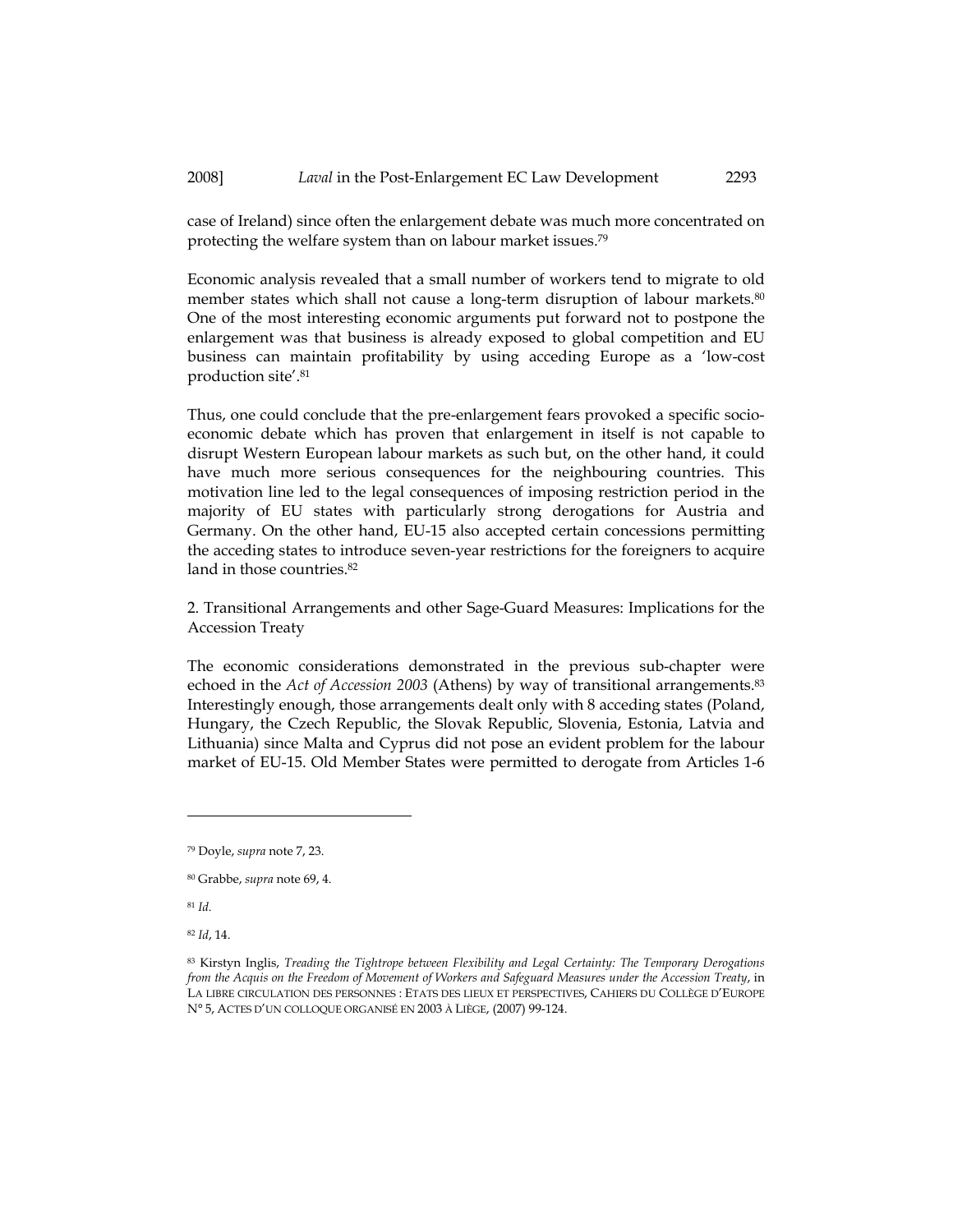case of Ireland) since often the enlargement debate was much more concentrated on protecting the welfare system than on labour market issues.[79]

Economic analysis revealed that a small number of workers tend to migrate to old member states which shall not cause a long-term disruption of labour markets.[80] One of the most interesting economic arguments put forward not to postpone the enlargement was that business is already exposed to global competition and EU business can maintain profitability by using acceding Europe as a 'low-cost production site'.[81]

Thus, one could conclude that the pre-enlargement fears provoked a specific socio-economic debate which has proven that enlargement in itself is not capable to disrupt Western European labour markets as such but, on the other hand, it could have much more serious consequences for the neighbouring countries. This motivation line led to the legal consequences of imposing restriction period in the majority of EU states with particularly strong derogations for Austria and Germany. On the other hand, EU-15 also accepted certain concessions permitting the acceding states to introduce seven-year restrictions for the foreigners to acquire land in those countries.[82]

2. Transitional Arrangements and other Sage-Guard Measures: Implications for the Accession Treaty

The economic considerations demonstrated in the previous sub-chapter were echoed in the *Act of Accession 2003* (Athens) by way of transitional arrangements.[83] Interestingly enough, those arrangements dealt only with 8 acceding states (Poland, Hungary, the Czech Republic, the Slovak Republic, Slovenia, Estonia, Latvia and Lithuania) since Malta and Cyprus did not pose an evident problem for the labour market of EU-15. Old Member States were permitted to derogate from Articles 1-6

---

[79] Doyle, *supra* note 7, 23.

[80] Grabbe, *supra* note 69, 4.

[81] *Id.*

[82] *Id*, 14.

[83] Kirstyn Inglis, *Treading the Tightrope between Flexibility and Legal Certainty: The Temporary Derogations from the Acquis on the Freedom of Movement of Workers and Safeguard Measures under the Accession Treaty*, in LA LIBRE CIRCULATION DES PERSONNES : ETATS DES LIEUX ET PERSPECTIVES, CAHIERS DU COLLÈGE D'EUROPE N° 5, ACTES D'UN COLLOQUE ORGANISÉ EN 2003 À LIÈGE, (2007) 99-124.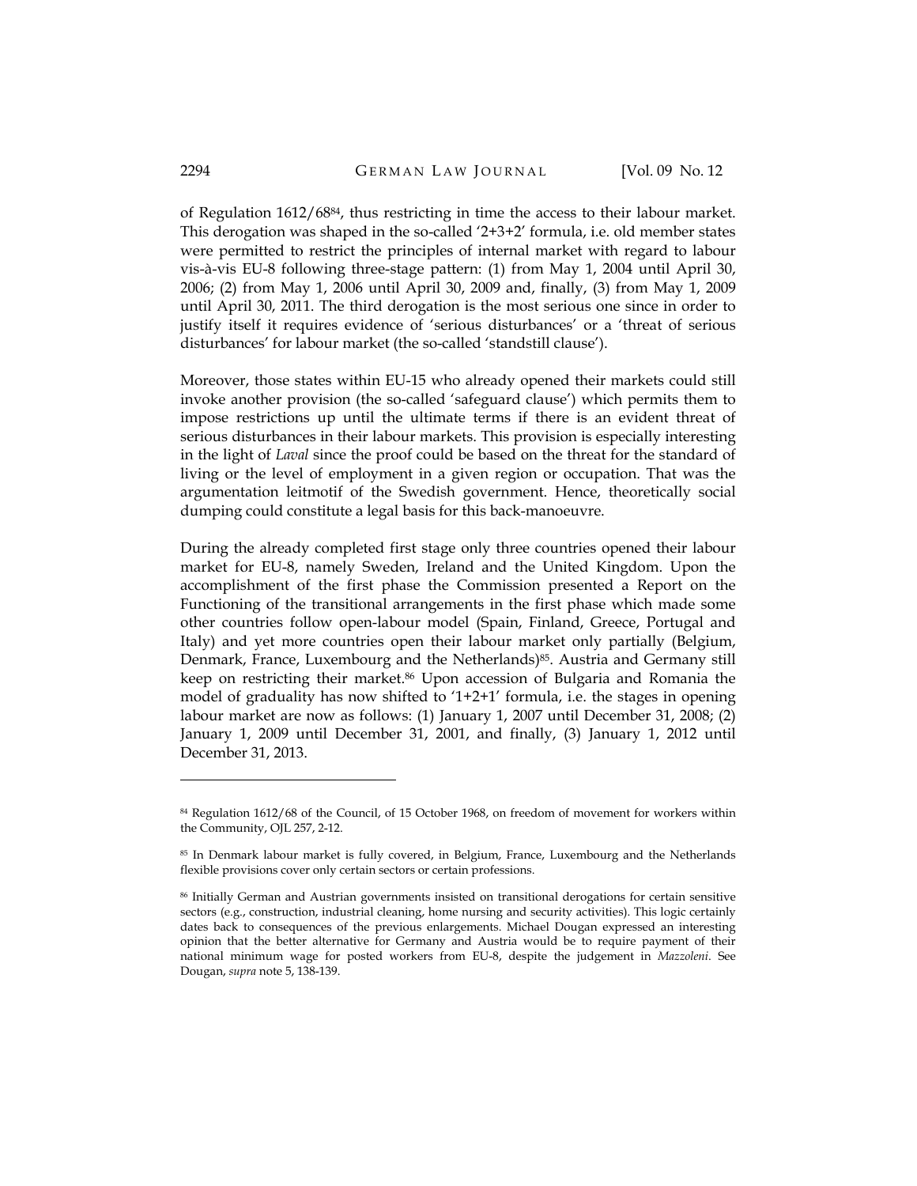of Regulation 1612/68[84], thus restricting in time the access to their labour market. This derogation was shaped in the so-called '2+3+2' formula, i.e. old member states were permitted to restrict the principles of internal market with regard to labour vis-à-vis EU-8 following three-stage pattern: (1) from May 1, 2004 until April 30, 2006; (2) from May 1, 2006 until April 30, 2009 and, finally, (3) from May 1, 2009 until April 30, 2011. The third derogation is the most serious one since in order to justify itself it requires evidence of 'serious disturbances' or a 'threat of serious disturbances' for labour market (the so-called 'standstill clause').

Moreover, those states within EU-15 who already opened their markets could still invoke another provision (the so-called 'safeguard clause') which permits them to impose restrictions up until the ultimate terms if there is an evident threat of serious disturbances in their labour markets. This provision is especially interesting in the light of *Laval* since the proof could be based on the threat for the standard of living or the level of employment in a given region or occupation. That was the argumentation leitmotif of the Swedish government. Hence, theoretically social dumping could constitute a legal basis for this back-manoeuvre.

During the already completed first stage only three countries opened their labour market for EU-8, namely Sweden, Ireland and the United Kingdom. Upon the accomplishment of the first phase the Commission presented a Report on the Functioning of the transitional arrangements in the first phase which made some other countries follow open-labour model (Spain, Finland, Greece, Portugal and Italy) and yet more countries open their labour market only partially (Belgium, Denmark, France, Luxembourg and the Netherlands)[85]. Austria and Germany still keep on restricting their market.[86] Upon accession of Bulgaria and Romania the model of graduality has now shifted to '1+2+1' formula, i.e. the stages in opening labour market are now as follows: (1) January 1, 2007 until December 31, 2008; (2) January 1, 2009 until December 31, 2001, and finally, (3) January 1, 2012 until December 31, 2013.

---

[84] Regulation 1612/68 of the Council, of 15 October 1968, on freedom of movement for workers within the Community, OJL 257, 2-12.

[85] In Denmark labour market is fully covered, in Belgium, France, Luxembourg and the Netherlands flexible provisions cover only certain sectors or certain professions.

[86] Initially German and Austrian governments insisted on transitional derogations for certain sensitive sectors (e.g., construction, industrial cleaning, home nursing and security activities). This logic certainly dates back to consequences of the previous enlargements. Michael Dougan expressed an interesting opinion that the better alternative for Germany and Austria would be to require payment of their national minimum wage for posted workers from EU-8, despite the judgement in *Mazzoleni*. See Dougan, *supra* note 5, 138-139.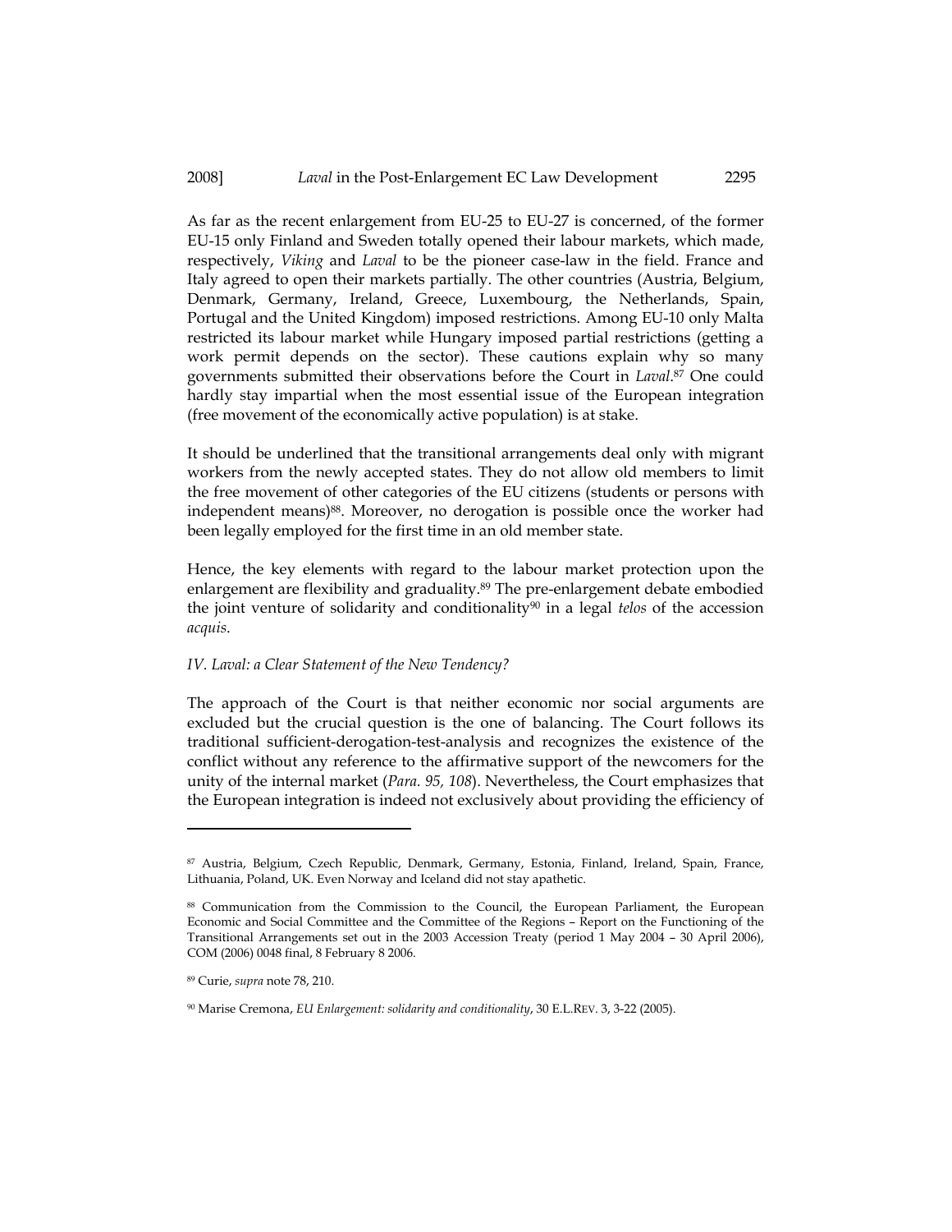As far as the recent enlargement from EU-25 to EU-27 is concerned, of the former EU-15 only Finland and Sweden totally opened their labour markets, which made, respectively, *Viking* and *Laval* to be the pioneer case-law in the field. France and Italy agreed to open their markets partially. The other countries (Austria, Belgium, Denmark, Germany, Ireland, Greece, Luxembourg, the Netherlands, Spain, Portugal and the United Kingdom) imposed restrictions. Among EU-10 only Malta restricted its labour market while Hungary imposed partial restrictions (getting a work permit depends on the sector). These cautions explain why so many governments submitted their observations before the Court in *Laval*.[87] One could hardly stay impartial when the most essential issue of the European integration (free movement of the economically active population) is at stake.

It should be underlined that the transitional arrangements deal only with migrant workers from the newly accepted states. They do not allow old members to limit the free movement of other categories of the EU citizens (students or persons with independent means)[88]. Moreover, no derogation is possible once the worker had been legally employed for the first time in an old member state.

Hence, the key elements with regard to the labour market protection upon the enlargement are flexibility and graduality.[89] The pre-enlargement debate embodied the joint venture of solidarity and conditionality[90] in a legal *telos* of the accession *acquis*.

### *IV. Laval: a Clear Statement of the New Tendency?*

The approach of the Court is that neither economic nor social arguments are excluded but the crucial question is the one of balancing. The Court follows its traditional sufficient-derogation-test-analysis and recognizes the existence of the conflict without any reference to the affirmative support of the newcomers for the unity of the internal market (*Para. 95, 108*). Nevertheless, the Court emphasizes that the European integration is indeed not exclusively about providing the efficiency of

---

[87] Austria, Belgium, Czech Republic, Denmark, Germany, Estonia, Finland, Ireland, Spain, France, Lithuania, Poland, UK. Even Norway and Iceland did not stay apathetic.

[88] Communication from the Commission to the Council, the European Parliament, the European Economic and Social Committee and the Committee of the Regions – Report on the Functioning of the Transitional Arrangements set out in the 2003 Accession Treaty (period 1 May 2004 – 30 April 2006), COM (2006) 0048 final, 8 February 8 2006.

[89] Curie, *supra* note 78, 210.

[90] Marise Cremona, *EU Enlargement: solidarity and conditionality*, 30 E.L.REV. 3, 3-22 (2005).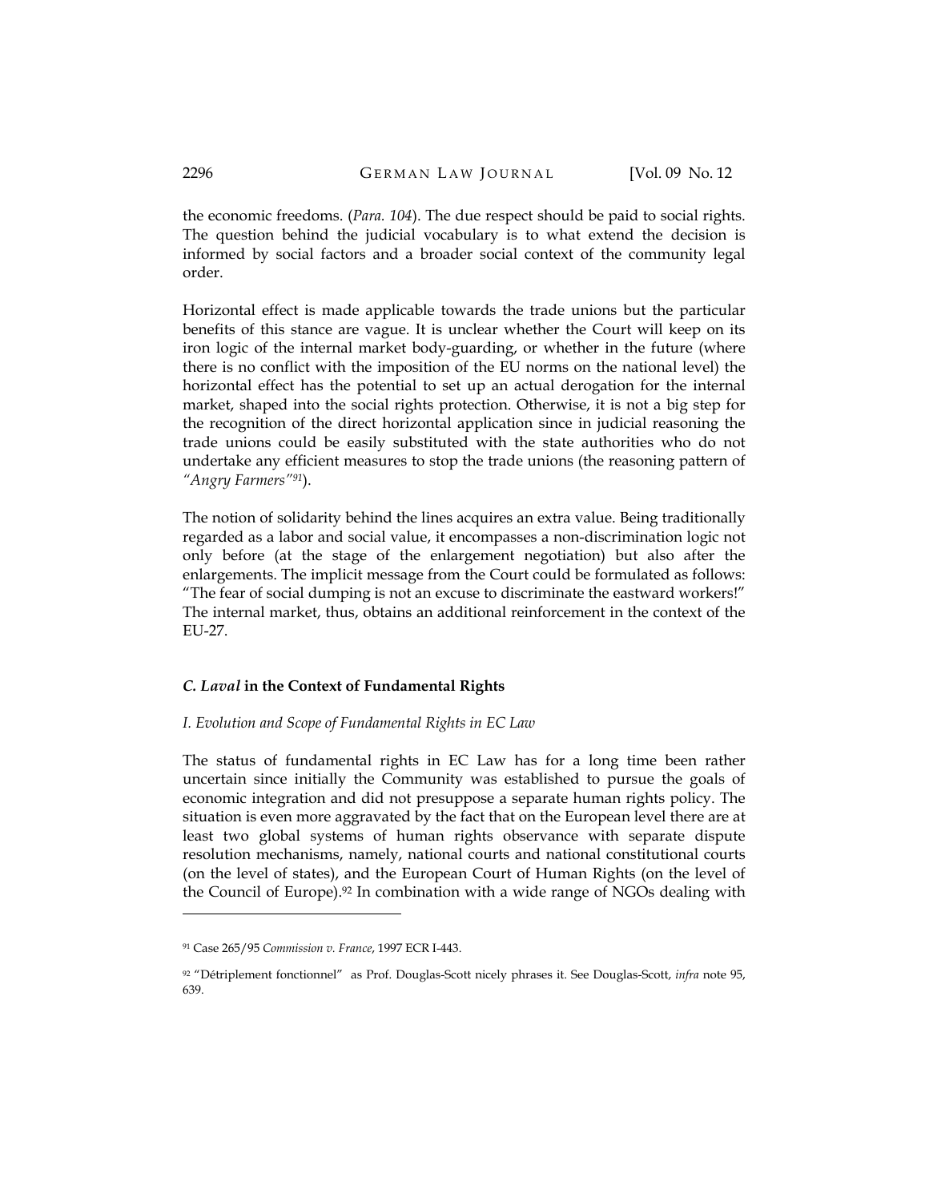the economic freedoms. (*Para. 104*). The due respect should be paid to social rights. The question behind the judicial vocabulary is to what extend the decision is informed by social factors and a broader social context of the community legal order.

Horizontal effect is made applicable towards the trade unions but the particular benefits of this stance are vague. It is unclear whether the Court will keep on its iron logic of the internal market body-guarding, or whether in the future (where there is no conflict with the imposition of the EU norms on the national level) the horizontal effect has the potential to set up an actual derogation for the internal market, shaped into the social rights protection. Otherwise, it is not a big step for the recognition of the direct horizontal application since in judicial reasoning the trade unions could be easily substituted with the state authorities who do not undertake any efficient measures to stop the trade unions (the reasoning pattern of *"Angry Farmers"*[91]).

The notion of solidarity behind the lines acquires an extra value. Being traditionally regarded as a labor and social value, it encompasses a non-discrimination logic not only before (at the stage of the enlargement negotiation) but also after the enlargements. The implicit message from the Court could be formulated as follows: "The fear of social dumping is not an excuse to discriminate the eastward workers!" The internal market, thus, obtains an additional reinforcement in the context of the EU-27.

### *C. Laval* in the Context of Fundamental Rights

#### *I. Evolution and Scope of Fundamental Rights in EC Law*

The status of fundamental rights in EC Law has for a long time been rather uncertain since initially the Community was established to pursue the goals of economic integration and did not presuppose a separate human rights policy. The situation is even more aggravated by the fact that on the European level there are at least two global systems of human rights observance with separate dispute resolution mechanisms, namely, national courts and national constitutional courts (on the level of states), and the European Court of Human Rights (on the level of the Council of Europe).[92] In combination with a wide range of NGOs dealing with

---

[91] Case 265/95 *Commission v. France*, 1997 ECR I-443.

[92] "Détriplement fonctionnel" as Prof. Douglas-Scott nicely phrases it. See Douglas-Scott, *infra* note 95, 639.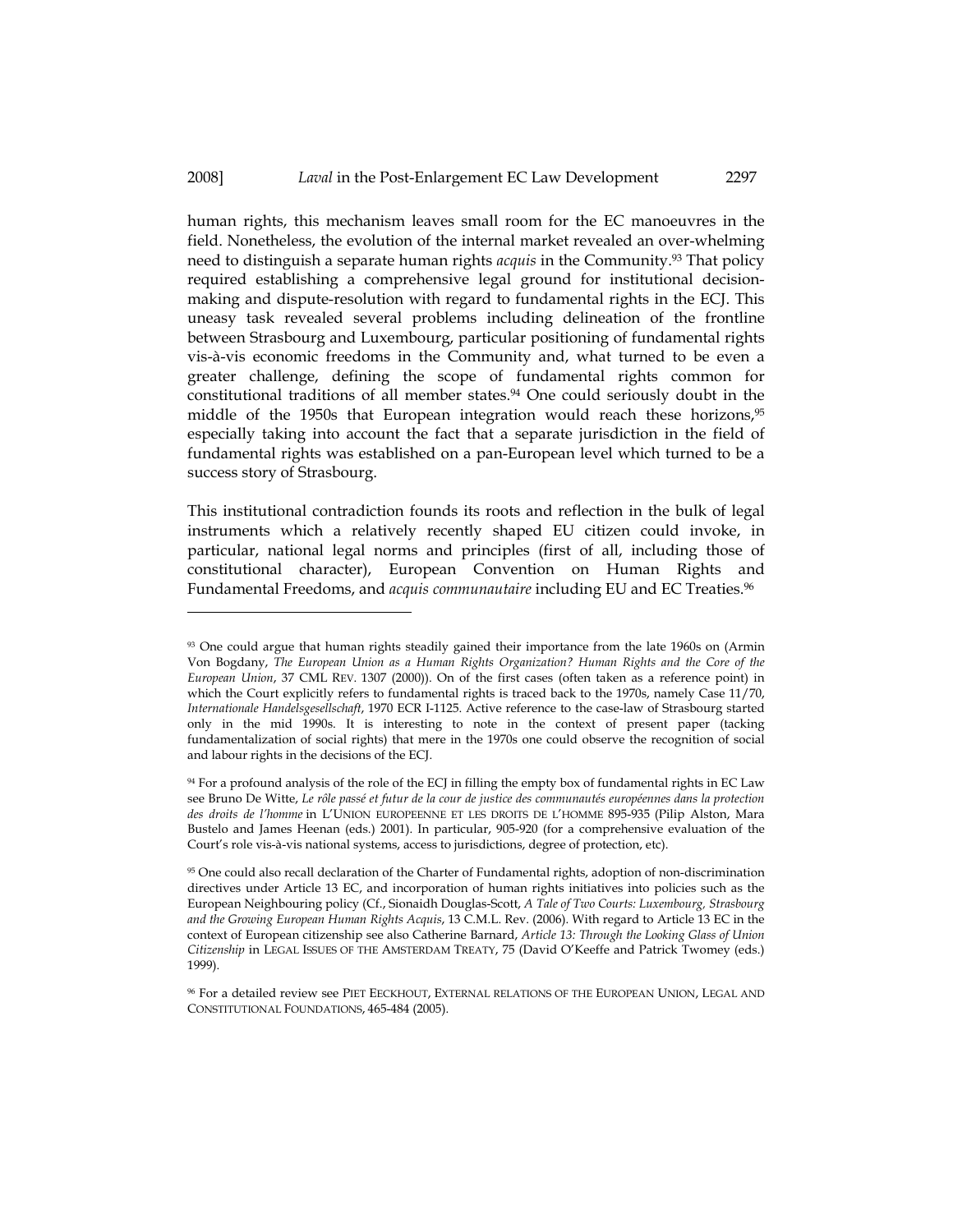human rights, this mechanism leaves small room for the EC manoeuvres in the field. Nonetheless, the evolution of the internal market revealed an over-whelming need to distinguish a separate human rights *acquis* in the Community.[93] That policy required establishing a comprehensive legal ground for institutional decision-making and dispute-resolution with regard to fundamental rights in the ECJ. This uneasy task revealed several problems including delineation of the frontline between Strasbourg and Luxembourg, particular positioning of fundamental rights vis-à-vis economic freedoms in the Community and, what turned to be even a greater challenge, defining the scope of fundamental rights common for constitutional traditions of all member states.[94] One could seriously doubt in the middle of the 1950s that European integration would reach these horizons,[95] especially taking into account the fact that a separate jurisdiction in the field of fundamental rights was established on a pan-European level which turned to be a success story of Strasbourg.

This institutional contradiction founds its roots and reflection in the bulk of legal instruments which a relatively recently shaped EU citizen could invoke, in particular, national legal norms and principles (first of all, including those of constitutional character), European Convention on Human Rights and Fundamental Freedoms, and *acquis communautaire* including EU and EC Treaties.[96]

---

[93] One could argue that human rights steadily gained their importance from the late 1960s on (Armin Von Bogdany, *The European Union as a Human Rights Organization? Human Rights and the Core of the European Union*, 37 CML REV. 1307 (2000)). On of the first cases (often taken as a reference point) in which the Court explicitly refers to fundamental rights is traced back to the 1970s, namely Case 11/70, *Internationale Handelsgesellschaft*, 1970 ECR I-1125. Active reference to the case-law of Strasbourg started only in the mid 1990s. It is interesting to note in the context of present paper (tacking fundamentalization of social rights) that mere in the 1970s one could observe the recognition of social and labour rights in the decisions of the ECJ.

[94] For a profound analysis of the role of the ECJ in filling the empty box of fundamental rights in EC Law see Bruno De Witte, *Le rôle passé et futur de la cour de justice des communautés européennes dans la protection des droits de l'homme* in L'UNION EUROPEENNE ET LES DROITS DE L'HOMME 895-935 (Pilip Alston, Mara Bustelo and James Heenan (eds.) 2001). In particular, 905-920 (for a comprehensive evaluation of the Court's role vis-à-vis national systems, access to jurisdictions, degree of protection, etc).

[95] One could also recall declaration of the Charter of Fundamental rights, adoption of non-discrimination directives under Article 13 EC, and incorporation of human rights initiatives into policies such as the European Neighbouring policy (Cf., Sionaidh Douglas-Scott, *A Tale of Two Courts: Luxembourg, Strasbourg and the Growing European Human Rights Acquis*, 13 C.M.L. Rev. (2006). With regard to Article 13 EC in the context of European citizenship see also Catherine Barnard, *Article 13: Through the Looking Glass of Union Citizenship* in LEGAL ISSUES OF THE AMSTERDAM TREATY, 75 (David O'Keeffe and Patrick Twomey (eds.) 1999).

[96] For a detailed review see PIET EECKHOUT, EXTERNAL RELATIONS OF THE EUROPEAN UNION, LEGAL AND CONSTITUTIONAL FOUNDATIONS, 465-484 (2005).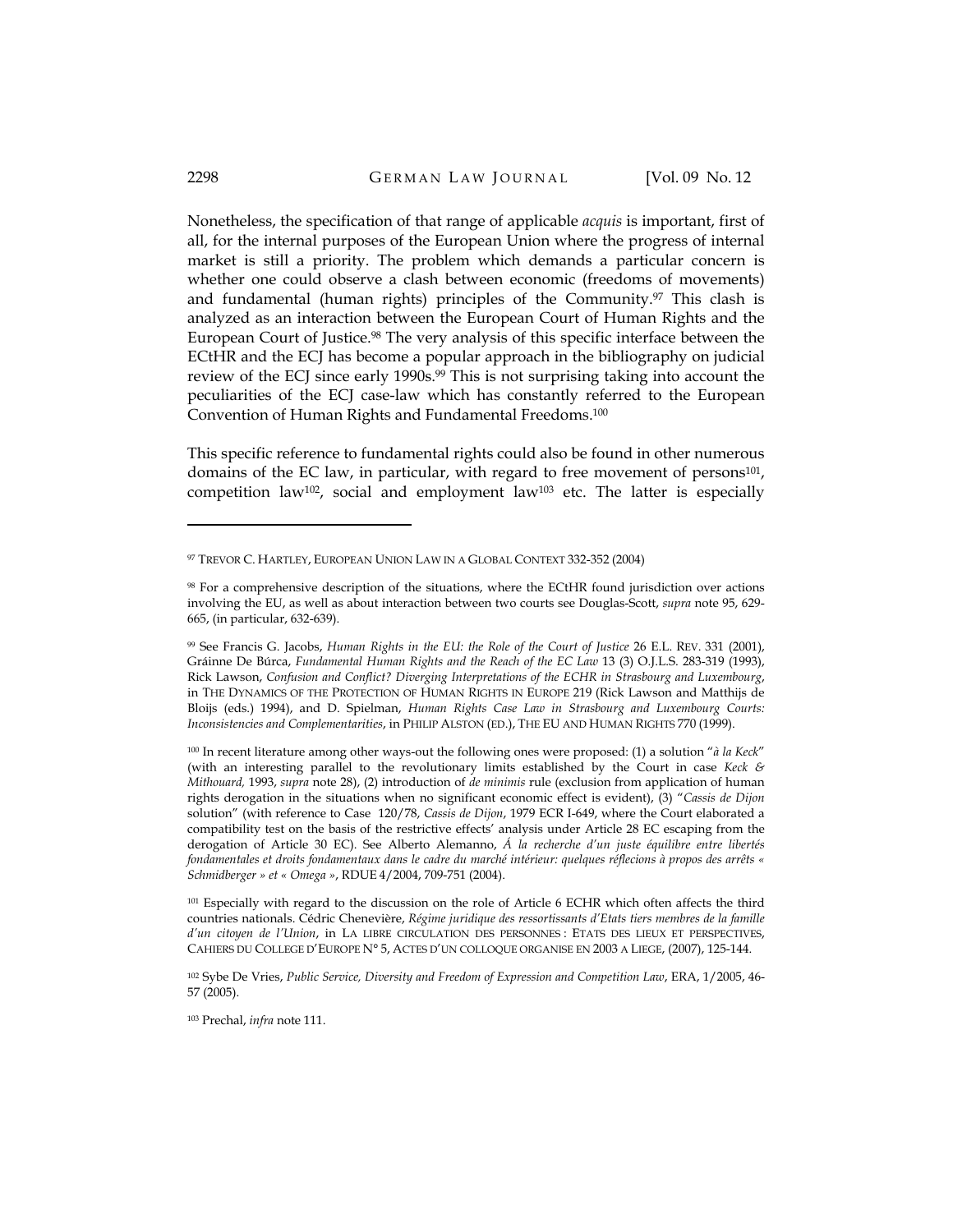Nonetheless, the specification of that range of applicable *acquis* is important, first of all, for the internal purposes of the European Union where the progress of internal market is still a priority. The problem which demands a particular concern is whether one could observe a clash between economic (freedoms of movements) and fundamental (human rights) principles of the Community.[97] This clash is analyzed as an interaction between the European Court of Human Rights and the European Court of Justice.[98] The very analysis of this specific interface between the ECtHR and the ECJ has become a popular approach in the bibliography on judicial review of the ECJ since early 1990s.[99] This is not surprising taking into account the peculiarities of the ECJ case-law which has constantly referred to the European Convention of Human Rights and Fundamental Freedoms.[100]

This specific reference to fundamental rights could also be found in other numerous domains of the EC law, in particular, with regard to free movement of persons[101], competition law[102], social and employment law[103] etc. The latter is especially

---

[97] TREVOR C. HARTLEY, EUROPEAN UNION LAW IN A GLOBAL CONTEXT 332-352 (2004)

[98] For a comprehensive description of the situations, where the ECtHR found jurisdiction over actions involving the EU, as well as about interaction between two courts see Douglas-Scott, *supra* note 95, 629-665, (in particular, 632-639).

[99] See Francis G. Jacobs, *Human Rights in the EU: the Role of the Court of Justice* 26 E.L. REV. 331 (2001), Gráinne De Búrca, *Fundamental Human Rights and the Reach of the EC Law* 13 (3) O.J.L.S. 283-319 (1993), Rick Lawson, *Confusion and Conflict? Diverging Interpretations of the ECHR in Strasbourg and Luxembourg*, in THE DYNAMICS OF THE PROTECTION OF HUMAN RIGHTS IN EUROPE 219 (Rick Lawson and Matthijs de Bloijs (eds.) 1994), and D. Spielman, *Human Rights Case Law in Strasbourg and Luxembourg Courts: Inconsistencies and Complementarities*, in PHILIP ALSTON (ED.), THE EU AND HUMAN RIGHTS 770 (1999).

[100] In recent literature among other ways-out the following ones were proposed: (1) a solution "*à la Keck*" (with an interesting parallel to the revolutionary limits established by the Court in case *Keck & Mithouard,* 1993, *supra* note 28), (2) introduction of *de minimis* rule (exclusion from application of human rights derogation in the situations when no significant economic effect is evident), (3) "*Cassis de Dijon* solution" (with reference to Case 120/78, *Cassis de Dijon*, 1979 ECR I-649, where the Court elaborated a compatibility test on the basis of the restrictive effects' analysis under Article 28 EC escaping from the derogation of Article 30 EC). See Alberto Alemanno, *Á la recherche d'un juste équilibre entre libertés fondamentales et droits fondamentaux dans le cadre du marché intérieur: quelques réflecions à propos des arrêts « Schmidberger » et « Omega »*, RDUE 4/2004, 709-751 (2004).

[101] Especially with regard to the discussion on the role of Article 6 ECHR which often affects the third countries nationals. Cédric Chenevière, *Régime juridique des ressortissants d'Etats tiers membres de la famille d'un citoyen de l'Union*, in LA LIBRE CIRCULATION DES PERSONNES : ETATS DES LIEUX ET PERSPECTIVES, CAHIERS DU COLLEGE D'EUROPE N° 5, ACTES D'UN COLLOQUE ORGANISE EN 2003 A LIEGE, (2007), 125-144.

[102] Sybe De Vries, *Public Service, Diversity and Freedom of Expression and Competition Law*, ERA, 1/2005, 46-57 (2005).

[103] Prechal, *infra* note 111.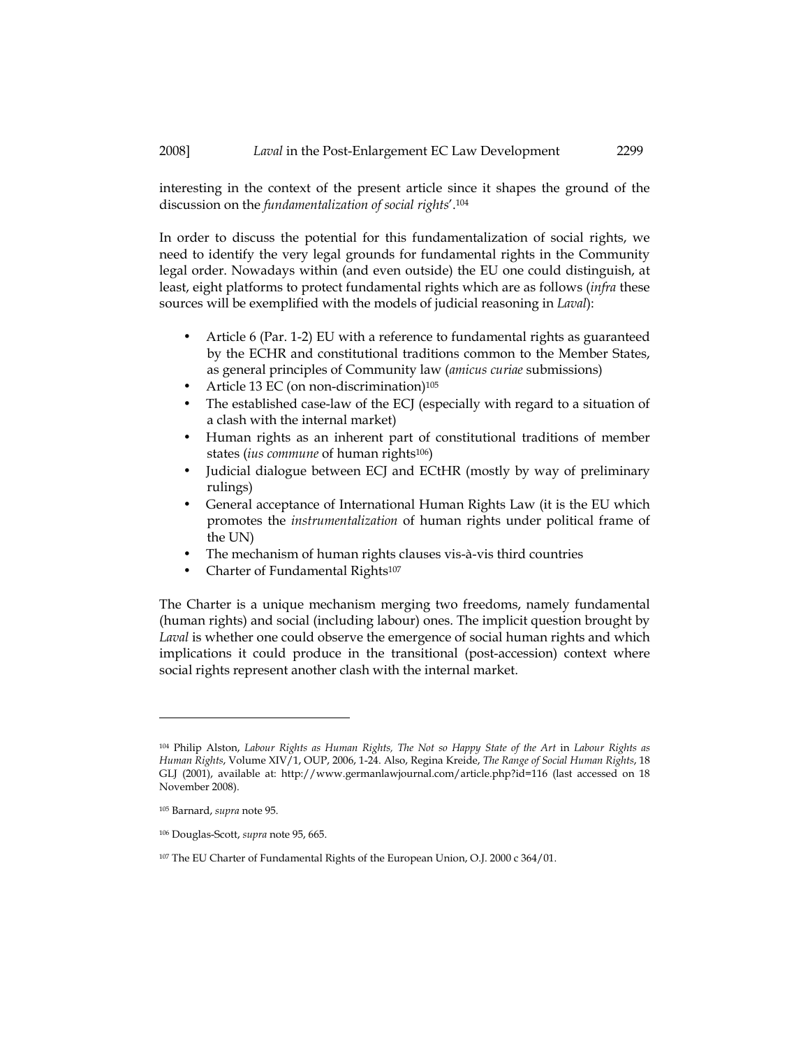interesting in the context of the present article since it shapes the ground of the discussion on the *fundamentalization of social rights*'.[104]

In order to discuss the potential for this fundamentalization of social rights, we need to identify the very legal grounds for fundamental rights in the Community legal order. Nowadays within (and even outside) the EU one could distinguish, at least, eight platforms to protect fundamental rights which are as follows (*infra* these sources will be exemplified with the models of judicial reasoning in *Laval*):

- Article 6 (Par. 1-2) EU with a reference to fundamental rights as guaranteed by the ECHR and constitutional traditions common to the Member States, as general principles of Community law (*amicus curiae* submissions)
- Article 13 EC (on non-discrimination)[105]
- The established case-law of the ECJ (especially with regard to a situation of a clash with the internal market)
- Human rights as an inherent part of constitutional traditions of member states (*ius commune* of human rights[106])
- Judicial dialogue between ECJ and ECtHR (mostly by way of preliminary rulings)
- General acceptance of International Human Rights Law (it is the EU which promotes the *instrumentalization* of human rights under political frame of the UN)
- The mechanism of human rights clauses vis-à-vis third countries
- Charter of Fundamental Rights[107]

The Charter is a unique mechanism merging two freedoms, namely fundamental (human rights) and social (including labour) ones. The implicit question brought by *Laval* is whether one could observe the emergence of social human rights and which implications it could produce in the transitional (post-accession) context where social rights represent another clash with the internal market.

---

[104] Philip Alston, *Labour Rights as Human Rights, The Not so Happy State of the Art* in *Labour Rights as Human Rights*, Volume XIV/1, OUP, 2006, 1-24. Also, Regina Kreide, *The Range of Social Human Rights*, 18 GLJ (2001), available at: http://www.germanlawjournal.com/article.php?id=116 (last accessed on 18 November 2008).

[105] Barnard, *supra* note 95.

[106] Douglas-Scott, *supra* note 95, 665.

[107] The EU Charter of Fundamental Rights of the European Union, O.J. 2000 c 364/01.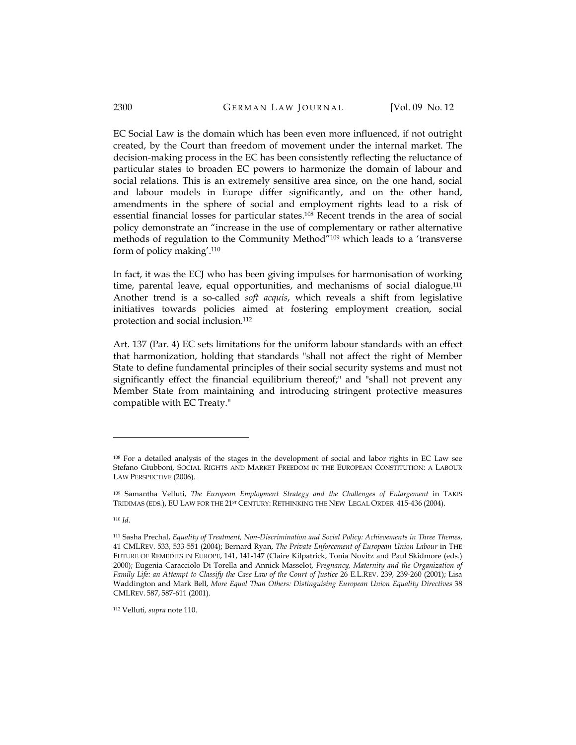EC Social Law is the domain which has been even more influenced, if not outright created, by the Court than freedom of movement under the internal market. The decision-making process in the EC has been consistently reflecting the reluctance of particular states to broaden EC powers to harmonize the domain of labour and social relations. This is an extremely sensitive area since, on the one hand, social and labour models in Europe differ significantly, and on the other hand, amendments in the sphere of social and employment rights lead to a risk of essential financial losses for particular states.[108] Recent trends in the area of social policy demonstrate an "increase in the use of complementary or rather alternative methods of regulation to the Community Method"[109] which leads to a 'transverse form of policy making'.[110]

In fact, it was the ECJ who has been giving impulses for harmonisation of working time, parental leave, equal opportunities, and mechanisms of social dialogue.[111] Another trend is a so-called *soft acquis*, which reveals a shift from legislative initiatives towards policies aimed at fostering employment creation, social protection and social inclusion.[112]

Art. 137 (Par. 4) EC sets limitations for the uniform labour standards with an effect that harmonization, holding that standards "shall not affect the right of Member State to define fundamental principles of their social security systems and must not significantly effect the financial equilibrium thereof;" and "shall not prevent any Member State from maintaining and introducing stringent protective measures compatible with EC Treaty."

---

[108] For a detailed analysis of the stages in the development of social and labor rights in EC Law see Stefano Giubboni, SOCIAL RIGHTS AND MARKET FREEDOM IN THE EUROPEAN CONSTITUTION: A LABOUR LAW PERSPECTIVE (2006).

[109] Samantha Velluti, *The European Employment Strategy and the Challenges of Enlargement* in TAKIS TRIDIMAS (EDS.), EU LAW FOR THE 21ST CENTURY: RETHINKING THE NEW LEGAL ORDER 415-436 (2004).

[110] *Id.*

[111] Sasha Prechal, *Equality of Treatment, Non-Discrimination and Social Policy: Achievements in Three Themes*, 41 CMLREV. 533, 533-551 (2004); Bernard Ryan, *The Private Enforcement of European Union Labour* in THE FUTURE OF REMEDIES IN EUROPE, 141, 141-147 (Claire Kilpatrick, Tonia Novitz and Paul Skidmore (eds.) 2000); Eugenia Caracciolo Di Torella and Annick Masselot, *Pregnancy, Maternity and the Organization of Family Life: an Attempt to Classify the Case Law of the Court of Justice* 26 E.L.REV. 239, 239-260 (2001); Lisa Waddington and Mark Bell, *More Equal Than Others: Distinguising European Union Equality Directives* 38 CMLREV. 587, 587-611 (2001).

[112] Velluti, *supra* note 110.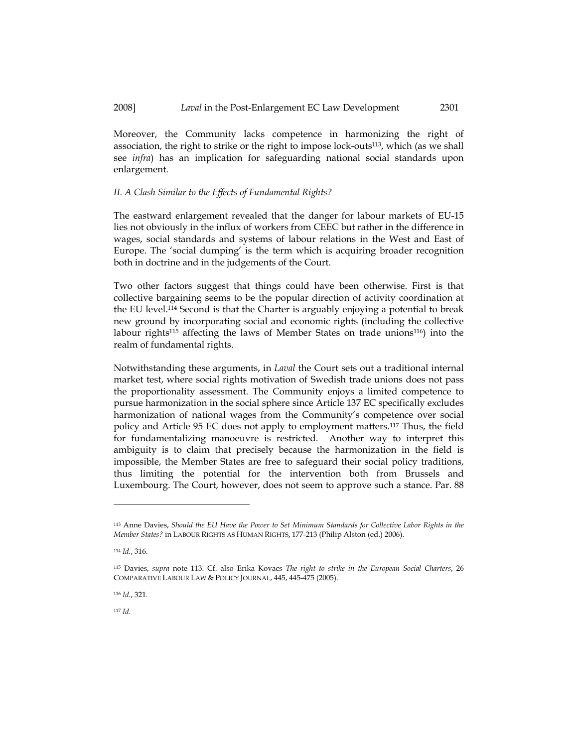Moreover, the Community lacks competence in harmonizing the right of association, the right to strike or the right to impose lock-outs[113], which (as we shall see *infra*) has an implication for safeguarding national social standards upon enlargement.

### *II. A Clash Similar to the Effects of Fundamental Rights?*

The eastward enlargement revealed that the danger for labour markets of EU-15 lies not obviously in the influx of workers from CEEC but rather in the difference in wages, social standards and systems of labour relations in the West and East of Europe. The 'social dumping' is the term which is acquiring broader recognition both in doctrine and in the judgements of the Court.

Two other factors suggest that things could have been otherwise. First is that collective bargaining seems to be the popular direction of activity coordination at the EU level.[114] Second is that the Charter is arguably enjoying a potential to break new ground by incorporating social and economic rights (including the collective labour rights[115] affecting the laws of Member States on trade unions[116]) into the realm of fundamental rights.

Notwithstanding these arguments, in *Laval* the Court sets out a traditional internal market test, where social rights motivation of Swedish trade unions does not pass the proportionality assessment. The Community enjoys a limited competence to pursue harmonization in the social sphere since Article 137 EC specifically excludes harmonization of national wages from the Community's competence over social policy and Article 95 EC does not apply to employment matters.[117] Thus, the field for fundamentalizing manoeuvre is restricted. Another way to interpret this ambiguity is to claim that precisely because the harmonization in the field is impossible, the Member States are free to safeguard their social policy traditions, thus limiting the potential for the intervention both from Brussels and Luxembourg. The Court, however, does not seem to approve such a stance. Par. 88

---

[113] Anne Davies, *Should the EU Have the Power to Set Minimum Standards for Collective Labor Rights in the Member States?* in LABOUR RIGHTS AS HUMAN RIGHTS, 177-213 (Philip Alston (ed.) 2006).

[114] *Id.*, 316.

[115] Davies, *supra* note 113. Cf. also Erika Kovacs *The right to strike in the European Social Charters*, 26 COMPARATIVE LABOUR LAW & POLICY JOURNAL, 445, 445-475 (2005).

[116] *Id.*, 321.

[117] *Id.*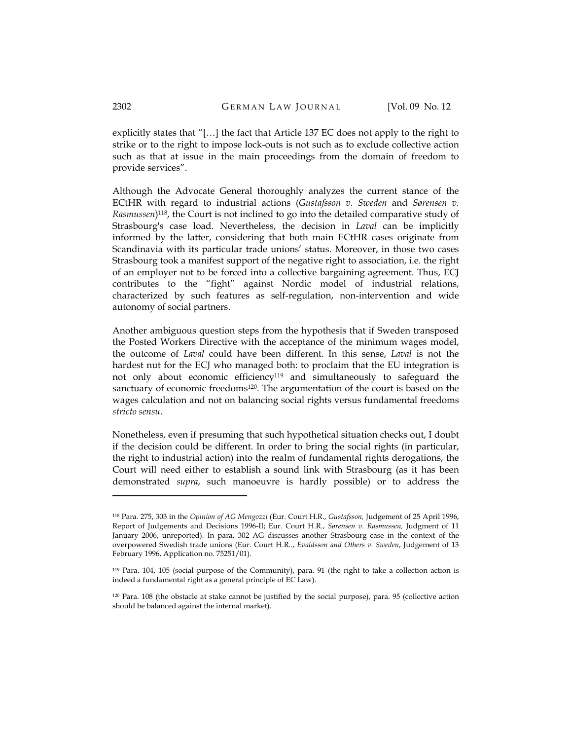explicitly states that "[…] the fact that Article 137 EC does not apply to the right to strike or to the right to impose lock-outs is not such as to exclude collective action such as that at issue in the main proceedings from the domain of freedom to provide services".

Although the Advocate General thoroughly analyzes the current stance of the ECtHR with regard to industrial actions (*Gustafsson v. Sweden* and *Sørensen v. Rasmussen*)[118], the Court is not inclined to go into the detailed comparative study of Strasbourg's case load. Nevertheless, the decision in *Laval* can be implicitly informed by the latter, considering that both main ECtHR cases originate from Scandinavia with its particular trade unions' status. Moreover, in those two cases Strasbourg took a manifest support of the negative right to association, i.e. the right of an employer not to be forced into a collective bargaining agreement. Thus, ECJ contributes to the "fight" against Nordic model of industrial relations, characterized by such features as self-regulation, non-intervention and wide autonomy of social partners.

Another ambiguous question steps from the hypothesis that if Sweden transposed the Posted Workers Directive with the acceptance of the minimum wages model, the outcome of *Laval* could have been different. In this sense, *Laval* is not the hardest nut for the ECJ who managed both: to proclaim that the EU integration is not only about economic efficiency[119] and simultaneously to safeguard the sanctuary of economic freedoms[120]. The argumentation of the court is based on the wages calculation and not on balancing social rights versus fundamental freedoms *stricto sensu*.

Nonetheless, even if presuming that such hypothetical situation checks out, I doubt if the decision could be different. In order to bring the social rights (in particular, the right to industrial action) into the realm of fundamental rights derogations, the Court will need either to establish a sound link with Strasbourg (as it has been demonstrated *supra*, such manoeuvre is hardly possible) or to address the

---

[118] Para. 275, 303 in the *Opinion of AG Mengozzi* (Eur. Court H.R., *Gustafsson,* Judgement of 25 April 1996, Report of Judgements and Decisions 1996-II; Eur. Court H.R., *Sørensen v. Rasmussen,* Judgment of 11 January 2006, unreported). In para. 302 AG discusses another Strasbourg case in the context of the overpowered Swedish trade unions (Eur. Court H.R.., *Evaldsson and Others v. Sweden*, Judgement of 13 February 1996, Application no. 75251/01).

[119] Para. 104, 105 (social purpose of the Community), para. 91 (the right to take a collection action is indeed a fundamental right as a general principle of EC Law).

[120] Para. 108 (the obstacle at stake cannot be justified by the social purpose), para. 95 (collective action should be balanced against the internal market).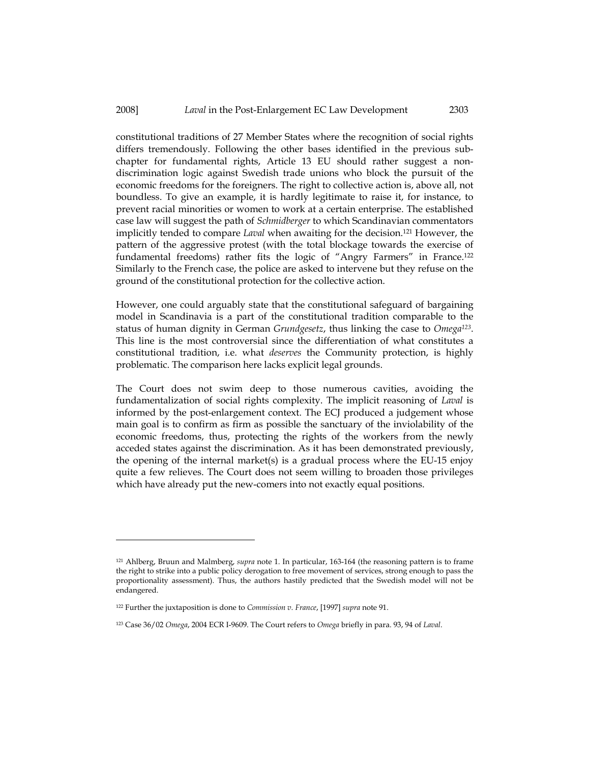constitutional traditions of 27 Member States where the recognition of social rights differs tremendously. Following the other bases identified in the previous sub-chapter for fundamental rights, Article 13 EU should rather suggest a non-discrimination logic against Swedish trade unions who block the pursuit of the economic freedoms for the foreigners. The right to collective action is, above all, not boundless. To give an example, it is hardly legitimate to raise it, for instance, to prevent racial minorities or women to work at a certain enterprise. The established case law will suggest the path of *Schmidberger* to which Scandinavian commentators implicitly tended to compare *Laval* when awaiting for the decision.[121] However, the pattern of the aggressive protest (with the total blockage towards the exercise of fundamental freedoms) rather fits the logic of "Angry Farmers" in France.[122] Similarly to the French case, the police are asked to intervene but they refuse on the ground of the constitutional protection for the collective action.

However, one could arguably state that the constitutional safeguard of bargaining model in Scandinavia is a part of the constitutional tradition comparable to the status of human dignity in German *Grundgesetz*, thus linking the case to *Omega*[123]. This line is the most controversial since the differentiation of what constitutes a constitutional tradition, i.e. what *deserves* the Community protection, is highly problematic. The comparison here lacks explicit legal grounds.

The Court does not swim deep to those numerous cavities, avoiding the fundamentalization of social rights complexity. The implicit reasoning of *Laval* is informed by the post-enlargement context. The ECJ produced a judgement whose main goal is to confirm as firm as possible the sanctuary of the inviolability of the economic freedoms, thus, protecting the rights of the workers from the newly acceded states against the discrimination. As it has been demonstrated previously, the opening of the internal market(s) is a gradual process where the EU-15 enjoy quite a few relieves. The Court does not seem willing to broaden those privileges which have already put the new-comers into not exactly equal positions.

---

[121] Ahlberg, Bruun and Malmberg, *supra* note 1. In particular, 163-164 (the reasoning pattern is to frame the right to strike into a public policy derogation to free movement of services, strong enough to pass the proportionality assessment). Thus, the authors hastily predicted that the Swedish model will not be endangered.

[122] Further the juxtaposition is done to *Commission v. France*, [1997] *supra* note 91.

[123] Case 36/02 *Omega*, 2004 ECR I-9609. The Court refers to *Omega* briefly in para. 93, 94 of *Laval*.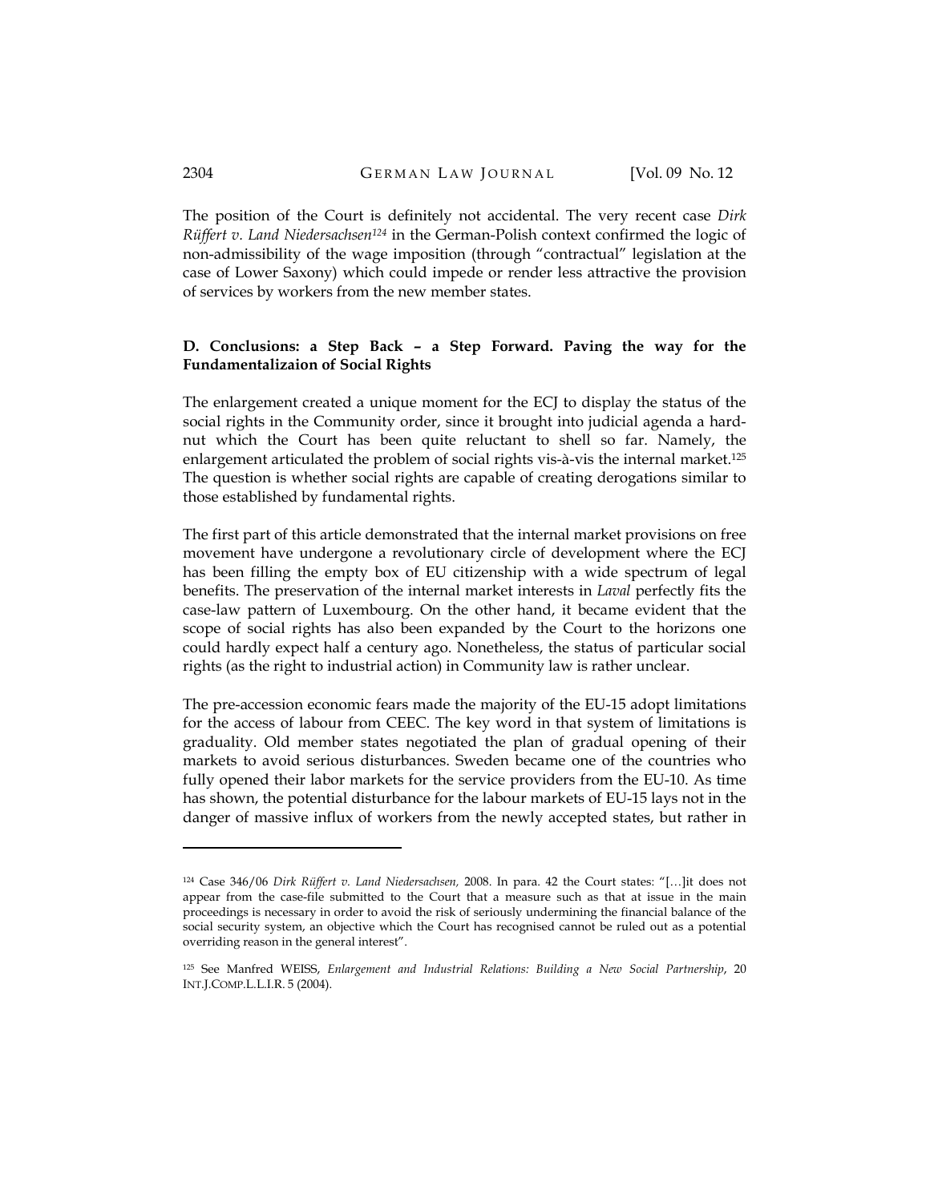The position of the Court is definitely not accidental. The very recent case *Dirk Rüffert v. Land Niedersachsen*[124] in the German-Polish context confirmed the logic of non-admissibility of the wage imposition (through "contractual" legislation at the case of Lower Saxony) which could impede or render less attractive the provision of services by workers from the new member states.

## D. Conclusions: a Step Back – a Step Forward. Paving the way for the Fundamentalizaion of Social Rights

The enlargement created a unique moment for the ECJ to display the status of the social rights in the Community order, since it brought into judicial agenda a hard-nut which the Court has been quite reluctant to shell so far. Namely, the enlargement articulated the problem of social rights vis-à-vis the internal market.[125] The question is whether social rights are capable of creating derogations similar to those established by fundamental rights.

The first part of this article demonstrated that the internal market provisions on free movement have undergone a revolutionary circle of development where the ECJ has been filling the empty box of EU citizenship with a wide spectrum of legal benefits. The preservation of the internal market interests in *Laval* perfectly fits the case-law pattern of Luxembourg. On the other hand, it became evident that the scope of social rights has also been expanded by the Court to the horizons one could hardly expect half a century ago. Nonetheless, the status of particular social rights (as the right to industrial action) in Community law is rather unclear.

The pre-accession economic fears made the majority of the EU-15 adopt limitations for the access of labour from CEEC. The key word in that system of limitations is graduality. Old member states negotiated the plan of gradual opening of their markets to avoid serious disturbances. Sweden became one of the countries who fully opened their labor markets for the service providers from the EU-10. As time has shown, the potential disturbance for the labour markets of EU-15 lays not in the danger of massive influx of workers from the newly accepted states, but rather in

---

[124] Case 346/06 *Dirk Rüffert v. Land Niedersachsen,* 2008. In para. 42 the Court states: "[…]it does not appear from the case-file submitted to the Court that a measure such as that at issue in the main proceedings is necessary in order to avoid the risk of seriously undermining the financial balance of the social security system, an objective which the Court has recognised cannot be ruled out as a potential overriding reason in the general interest".

[125] See Manfred WEISS, *Enlargement and Industrial Relations: Building a New Social Partnership*, 20 INT.J.COMP.L.L.I.R. 5 (2004).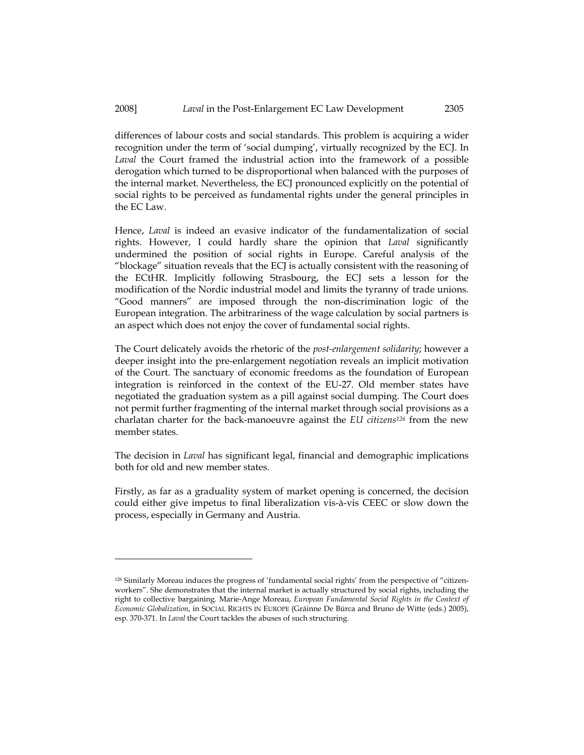differences of labour costs and social standards. This problem is acquiring a wider recognition under the term of 'social dumping', virtually recognized by the ECJ. In *Laval* the Court framed the industrial action into the framework of a possible derogation which turned to be disproportional when balanced with the purposes of the internal market. Nevertheless, the ECJ pronounced explicitly on the potential of social rights to be perceived as fundamental rights under the general principles in the EC Law.

Hence, *Laval* is indeed an evasive indicator of the fundamentalization of social rights. However, I could hardly share the opinion that *Laval* significantly undermined the position of social rights in Europe. Careful analysis of the "blockage" situation reveals that the ECJ is actually consistent with the reasoning of the ECtHR. Implicitly following Strasbourg, the ECJ sets a lesson for the modification of the Nordic industrial model and limits the tyranny of trade unions. "Good manners" are imposed through the non-discrimination logic of the European integration. The arbitrariness of the wage calculation by social partners is an aspect which does not enjoy the cover of fundamental social rights.

The Court delicately avoids the rhetoric of the *post-enlargement solidarity*; however a deeper insight into the pre-enlargement negotiation reveals an implicit motivation of the Court. The sanctuary of economic freedoms as the foundation of European integration is reinforced in the context of the EU-27. Old member states have negotiated the graduation system as a pill against social dumping. The Court does not permit further fragmenting of the internal market through social provisions as a charlatan charter for the back-manoeuvre against the *EU citizens*[126] from the new member states.

The decision in *Laval* has significant legal, financial and demographic implications both for old and new member states.

Firstly, as far as a graduality system of market opening is concerned, the decision could either give impetus to final liberalization vis-à-vis CEEC or slow down the process, especially in Germany and Austria.

---

[126] Similarly Moreau induces the progress of 'fundamental social rights' from the perspective of "citizen-workers". She demonstrates that the internal market is actually structured by social rights, including the right to collective bargaining. Marie-Ange Moreau, *European Fundamental Social Rights in the Context of Economic Globalization*, in SOCIAL RIGHTS IN EUROPE (Gráinne De Búrca and Bruno de Witte (eds.) 2005), esp. 370-371. In *Laval* the Court tackles the abuses of such structuring.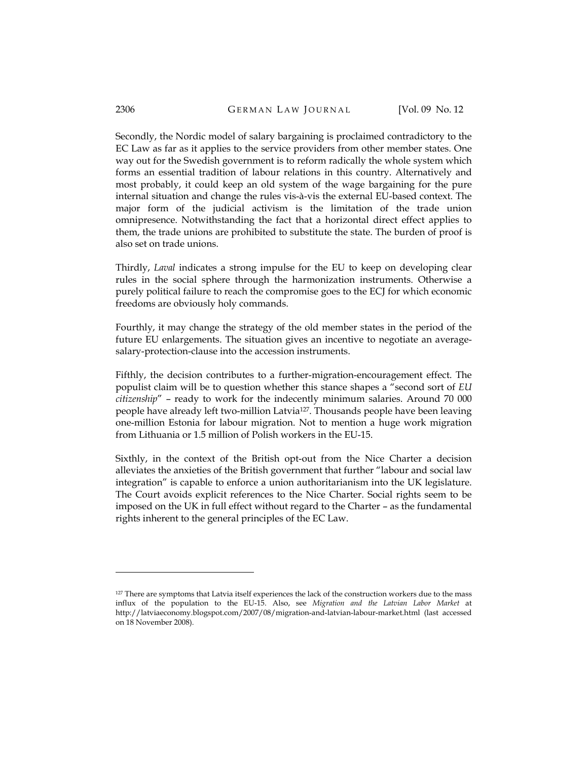Secondly, the Nordic model of salary bargaining is proclaimed contradictory to the EC Law as far as it applies to the service providers from other member states. One way out for the Swedish government is to reform radically the whole system which forms an essential tradition of labour relations in this country. Alternatively and most probably, it could keep an old system of the wage bargaining for the pure internal situation and change the rules vis-à-vis the external EU-based context. The major form of the judicial activism is the limitation of the trade union omnipresence. Notwithstanding the fact that a horizontal direct effect applies to them, the trade unions are prohibited to substitute the state. The burden of proof is also set on trade unions.

Thirdly, *Laval* indicates a strong impulse for the EU to keep on developing clear rules in the social sphere through the harmonization instruments. Otherwise a purely political failure to reach the compromise goes to the ECJ for which economic freedoms are obviously holy commands.

Fourthly, it may change the strategy of the old member states in the period of the future EU enlargements. The situation gives an incentive to negotiate an average-salary-protection-clause into the accession instruments.

Fifthly, the decision contributes to a further-migration-encouragement effect. The populist claim will be to question whether this stance shapes a "second sort of *EU citizenship*" – ready to work for the indecently minimum salaries. Around 70 000 people have already left two-million Latvia[127]. Thousands people have been leaving one-million Estonia for labour migration. Not to mention a huge work migration from Lithuania or 1.5 million of Polish workers in the EU-15.

Sixthly, in the context of the British opt-out from the Nice Charter a decision alleviates the anxieties of the British government that further "labour and social law integration" is capable to enforce a union authoritarianism into the UK legislature. The Court avoids explicit references to the Nice Charter. Social rights seem to be imposed on the UK in full effect without regard to the Charter – as the fundamental rights inherent to the general principles of the EC Law.

---

[127] There are symptoms that Latvia itself experiences the lack of the construction workers due to the mass influx of the population to the EU-15. Also, see *Migration and the Latvian Labor Market* at http://latviaeconomy.blogspot.com/2007/08/migration-and-latvian-labour-market.html (last accessed on 18 November 2008).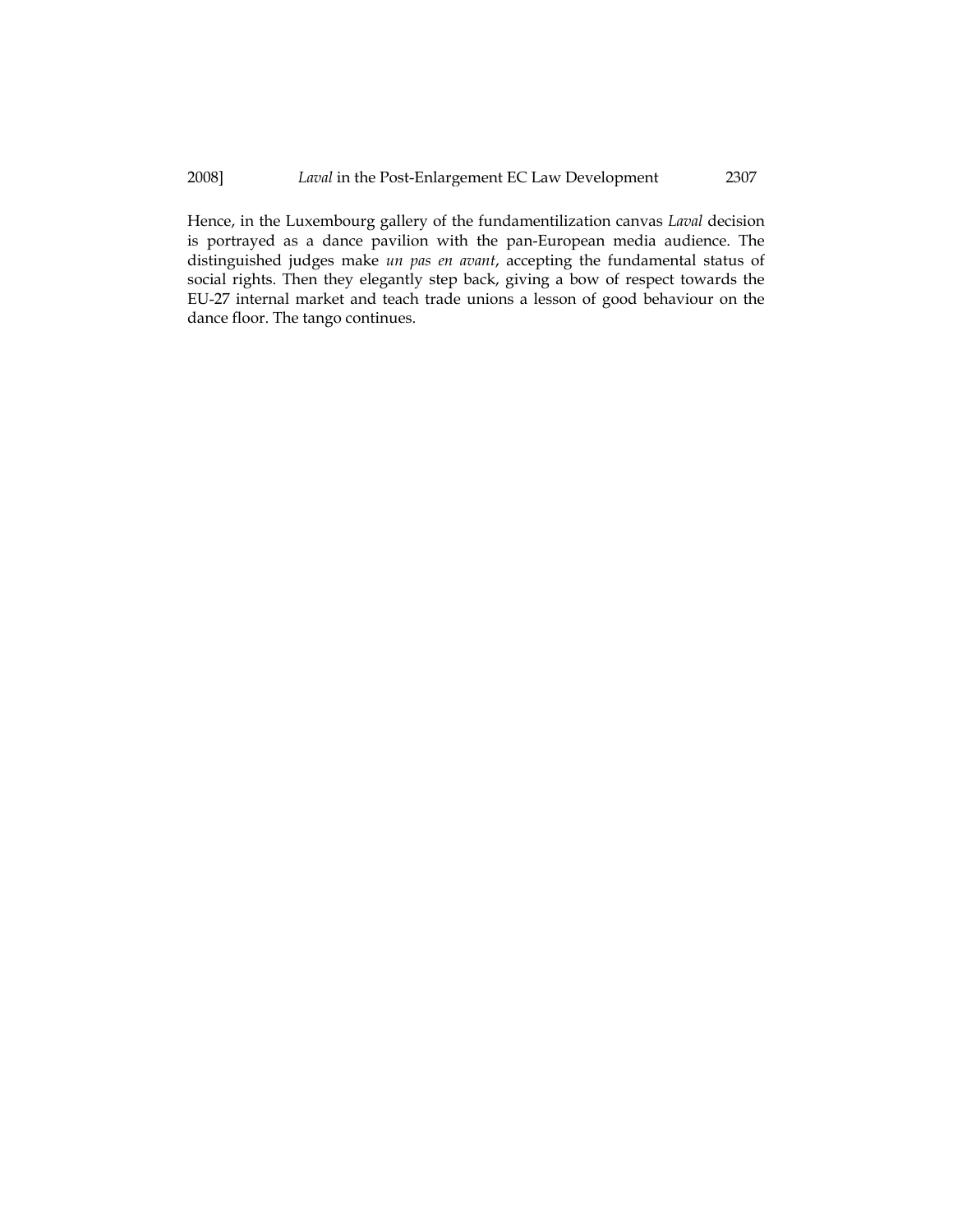Hence, in the Luxembourg gallery of the fundamentilization canvas *Laval* decision is portrayed as a dance pavilion with the pan-European media audience. The distinguished judges make *un pas en avant*, accepting the fundamental status of social rights. Then they elegantly step back, giving a bow of respect towards the EU-27 internal market and teach trade unions a lesson of good behaviour on the dance floor. The tango continues.